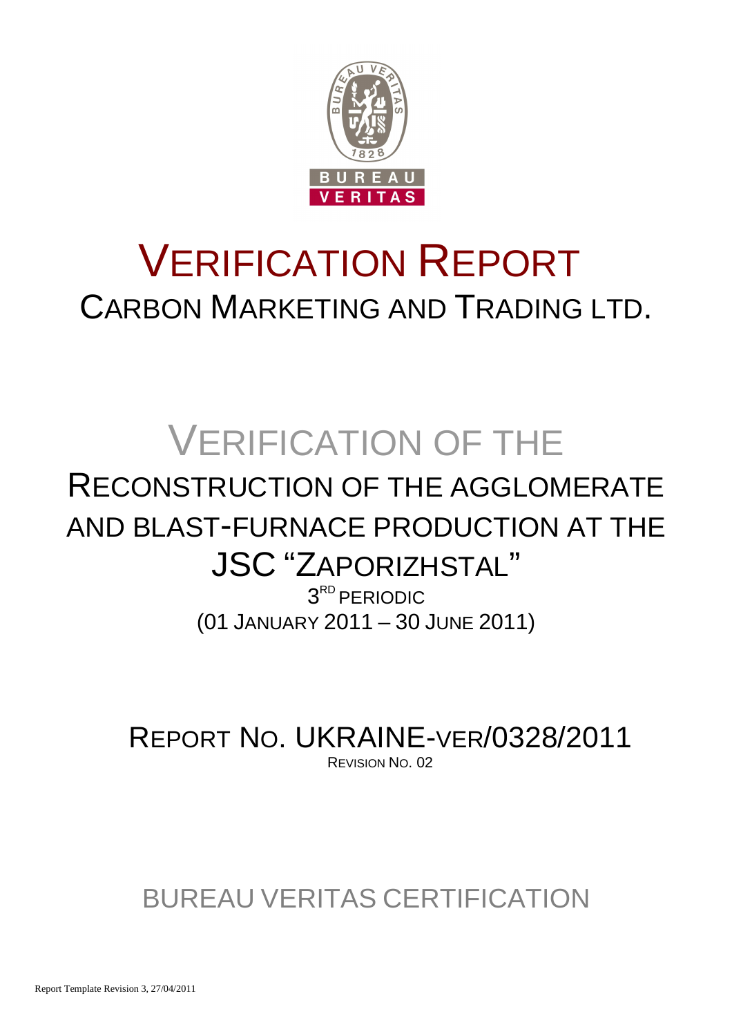# VERIFICATION REPORT

## CARBON MARKETING AND TRADING LTD.

# VERIFICATION OF THE RECONSTRUCTION OF THE AGGLOMERATE AND BLAST-FURNACE PRODUCTION AT THE JSC "ZAPORIZHSTAL"

3[RD] PERIODIC

(01 JANUARY 2011 – 30 JUNE 2011)

## REPORT NO. UKRAINE-VER/0328/2011

REVISION NO. 02

BUREAU VERITAS CERTIFICATION

Report Template Revision 3, 27/04/2011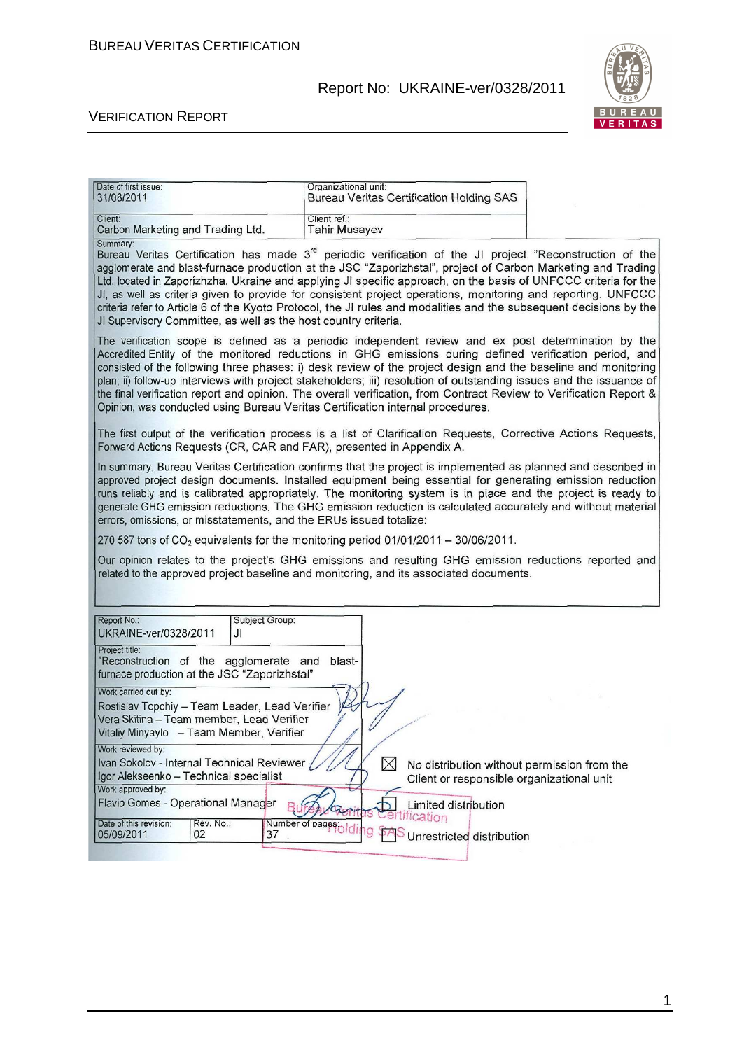| Date of first issue: 31/08/2011 | Organizational unit: Bureau Veritas Certification Holding SAS |
|---|---|
| Client: Carbon Marketing and Trading Ltd. | Client ref.: Tahir Musayev |

**Summary:**

Bureau Veritas Certification has made 3rd periodic verification of the JI project "Reconstruction of the agglomerate and blast-furnace production at the JSC "Zaporizhstal", project of Carbon Marketing and Trading Ltd. located in Zaporizhzha, Ukraine and applying JI specific approach, on the basis of UNFCCC criteria for the JI, as well as criteria given to provide for consistent project operations, monitoring and reporting. UNFCCC criteria refer to Article 6 of the Kyoto Protocol, the JI rules and modalities and the subsequent decisions by the JI Supervisory Committee, as well as the host country criteria.

The verification scope is defined as a periodic independent review and ex post determination by the Accredited Entity of the monitored reductions in GHG emissions during defined verification period, and consisted of the following three phases: i) desk review of the project design and the baseline and monitoring plan; ii) follow-up interviews with project stakeholders; iii) resolution of outstanding issues and the issuance of the final verification report and opinion. The overall verification, from Contract Review to Verification Report & Opinion, was conducted using Bureau Veritas Certification internal procedures.

The first output of the verification process is a list of Clarification Requests, Corrective Actions Requests, Forward Actions Requests (CR, CAR and FAR), presented in Appendix A.

In summary, Bureau Veritas Certification confirms that the project is implemented as planned and described in approved project design documents. Installed equipment being essential for generating emission reduction runs reliably and is calibrated appropriately. The monitoring system is in place and the project is ready to generate GHG emission reductions. The GHG emission reduction is calculated accurately and without material errors, omissions, or misstatements, and the ERUs issued totalize:

270 587 tons of $CO_2$ equivalents for the monitoring period 01/01/2011 – 30/06/2011.

Our opinion relates to the project's GHG emissions and resulting GHG emission reductions reported and related to the approved project baseline and monitoring, and its associated documents.

| Report No.: UKRAINE-ver/0328/2011 | Subject Group: JI |
|---|---|

**Project title:** "Reconstruction of the agglomerate and blast-furnace production at the JSC "Zaporizhstal"

**Work carried out by:**
Rostislav Topchiy – Team Leader, Lead Verifier
Vera Skitina – Team member, Lead Verifier
Vitaliy Minyaylo – Team Member, Verifier

**Work reviewed by:**
Ivan Sokolov - Internal Technical Reviewer
Igor Alekseenko – Technical specialist

**Work approved by:**
Flavio Gomes - Operational Manager

| Date of this revision: 05/09/2011 | Rev. No.: 02 | Number of pages: 37 |
|---|---|---|

☒ No distribution without permission from the Client or responsible organizational unit

☐ Limited distribution

☐ Unrestricted distribution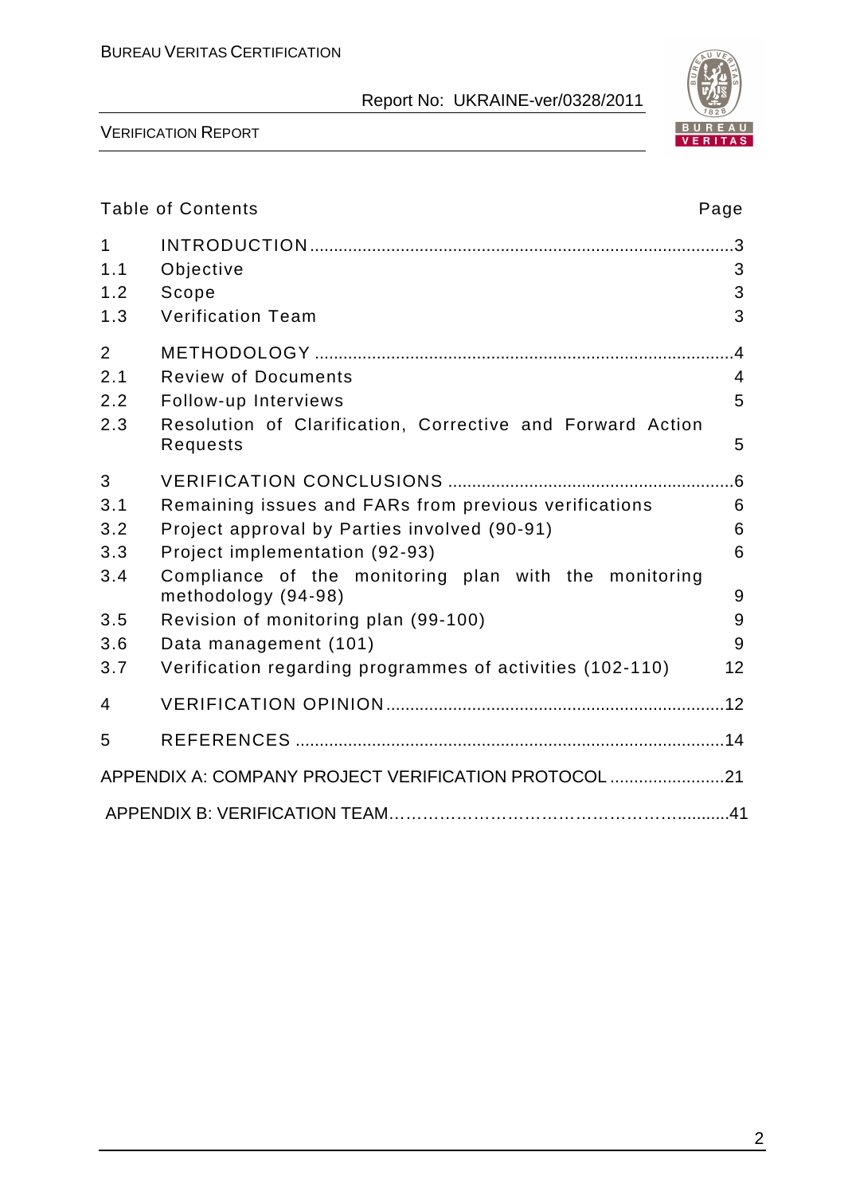Table of Contents

| | | Page |
|---|---|---|
| 1 | INTRODUCTION | 3 |
| 1.1 | Objective | 3 |
| 1.2 | Scope | 3 |
| 1.3 | Verification Team | 3 |
| 2 | METHODOLOGY | 4 |
| 2.1 | Review of Documents | 4 |
| 2.2 | Follow-up Interviews | 5 |
| 2.3 | Resolution of Clarification, Corrective and Forward Action Requests | 5 |
| 3 | VERIFICATION CONCLUSIONS | 6 |
| 3.1 | Remaining issues and FARs from previous verifications | 6 |
| 3.2 | Project approval by Parties involved (90-91) | 6 |
| 3.3 | Project implementation (92-93) | 6 |
| 3.4 | Compliance of the monitoring plan with the monitoring methodology (94-98) | 9 |
| 3.5 | Revision of monitoring plan (99-100) | 9 |
| 3.6 | Data management (101) | 9 |
| 3.7 | Verification regarding programmes of activities (102-110) | 12 |
| 4 | VERIFICATION OPINION | 12 |
| 5 | REFERENCES | 14 |
| | APPENDIX A: COMPANY PROJECT VERIFICATION PROTOCOL | 21 |
| | APPENDIX B: VERIFICATION TEAM | 41 |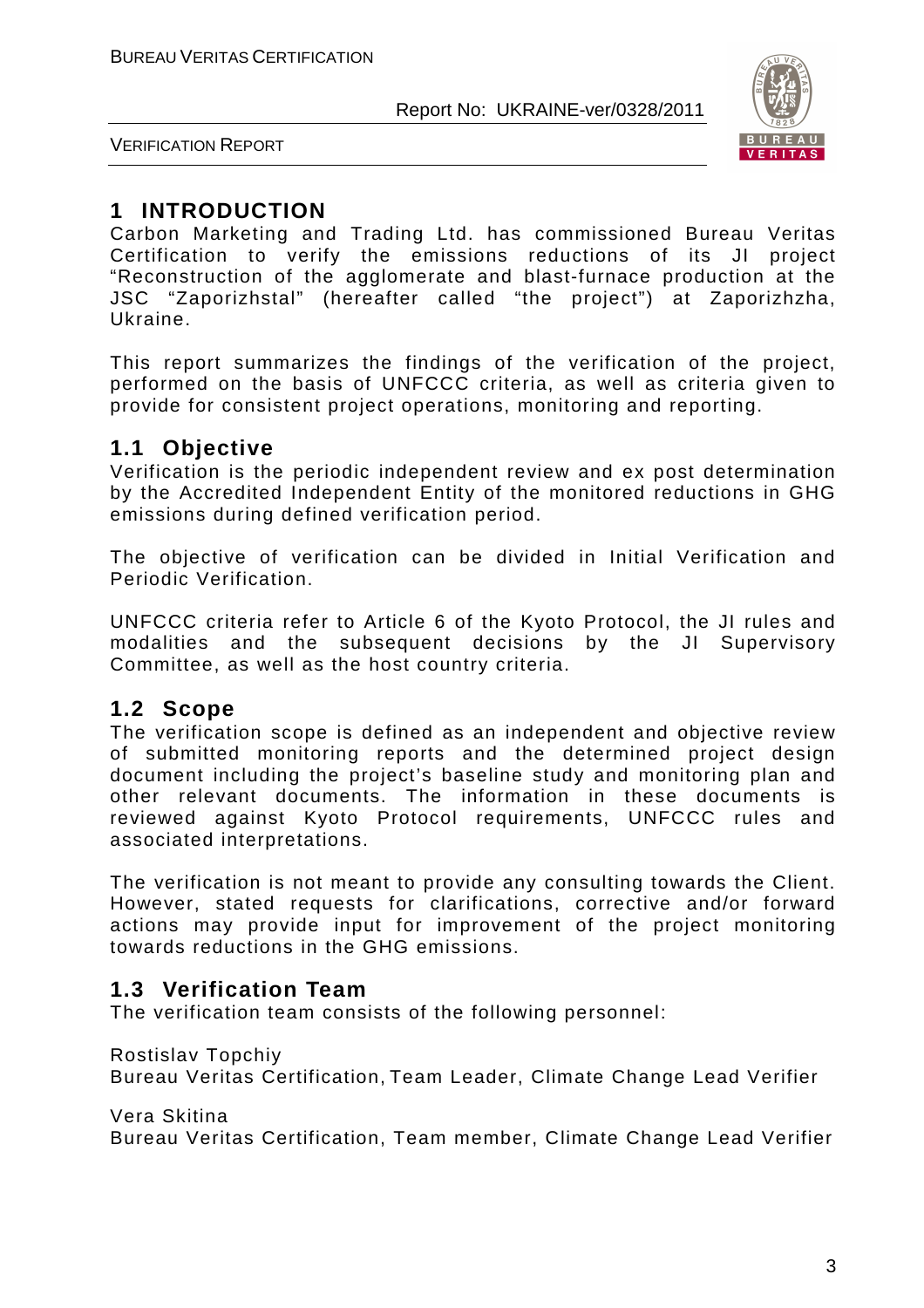# 1 INTRODUCTION

Carbon Marketing and Trading Ltd. has commissioned Bureau Veritas Certification to verify the emissions reductions of its JI project "Reconstruction of the agglomerate and blast-furnace production at the JSC "Zaporizhstal" (hereafter called "the project") at Zaporizhzha, Ukraine.

This report summarizes the findings of the verification of the project, performed on the basis of UNFCCC criteria, as well as criteria given to provide for consistent project operations, monitoring and reporting.

## 1.1 Objective

Verification is the periodic independent review and ex post determination by the Accredited Independent Entity of the monitored reductions in GHG emissions during defined verification period.

The objective of verification can be divided in Initial Verification and Periodic Verification.

UNFCCC criteria refer to Article 6 of the Kyoto Protocol, the JI rules and modalities and the subsequent decisions by the JI Supervisory Committee, as well as the host country criteria.

## 1.2 Scope

The verification scope is defined as an independent and objective review of submitted monitoring reports and the determined project design document including the project's baseline study and monitoring plan and other relevant documents. The information in these documents is reviewed against Kyoto Protocol requirements, UNFCCC rules and associated interpretations.

The verification is not meant to provide any consulting towards the Client. However, stated requests for clarifications, corrective and/or forward actions may provide input for improvement of the project monitoring towards reductions in the GHG emissions.

## 1.3 Verification Team

The verification team consists of the following personnel:

Rostislav Topchiy
Bureau Veritas Certification, Team Leader, Climate Change Lead Verifier

Vera Skitina
Bureau Veritas Certification, Team member, Climate Change Lead Verifier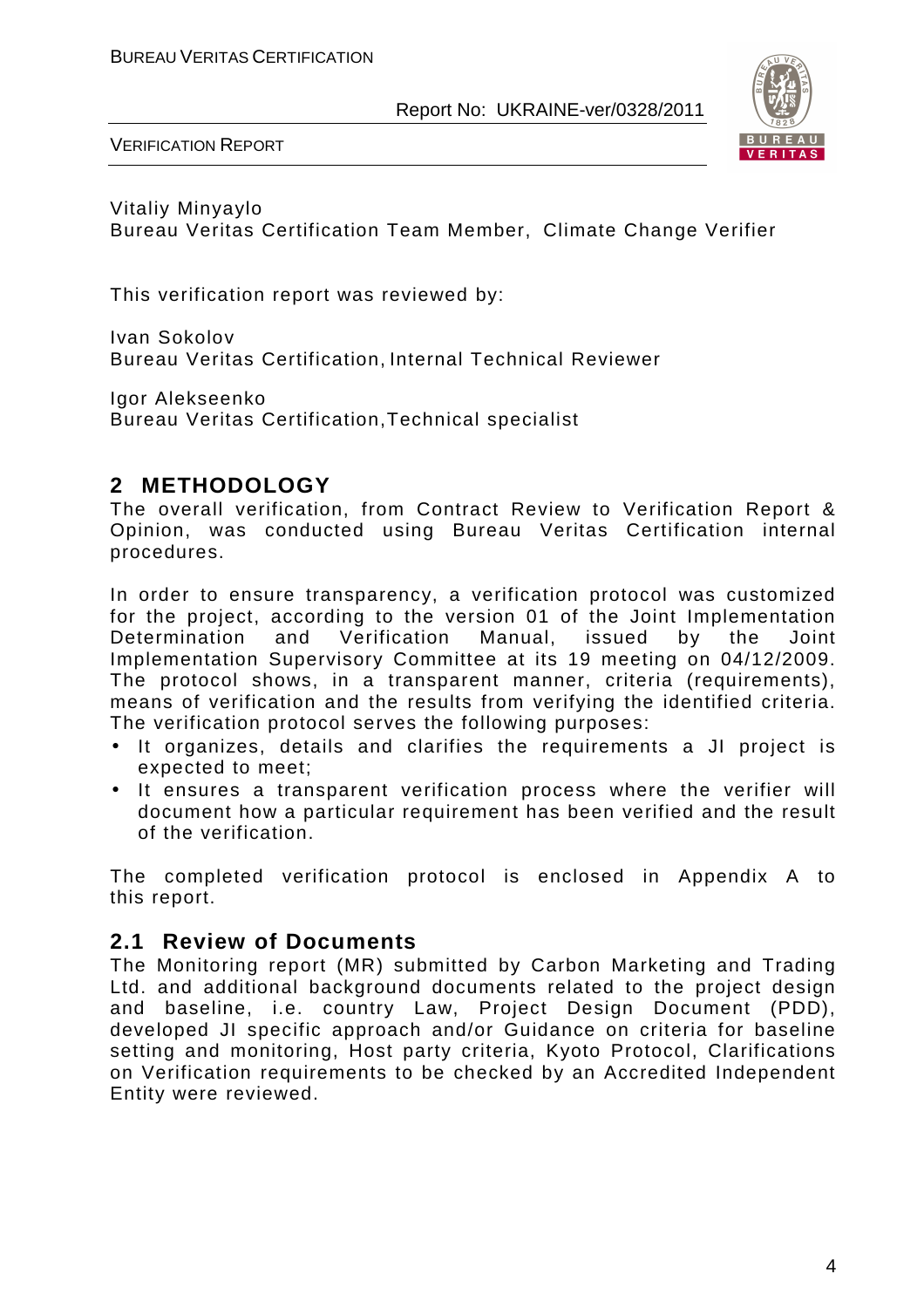Vitaliy Minyaylo
Bureau Veritas Certification Team Member, Climate Change Verifier

This verification report was reviewed by:

Ivan Sokolov
Bureau Veritas Certification, Internal Technical Reviewer

Igor Alekseenko
Bureau Veritas Certification, Technical specialist

## 2 METHODOLOGY

The overall verification, from Contract Review to Verification Report & Opinion, was conducted using Bureau Veritas Certification internal procedures.

In order to ensure transparency, a verification protocol was customized for the project, according to the version 01 of the Joint Implementation Determination and Verification Manual, issued by the Joint Implementation Supervisory Committee at its 19 meeting on 04/12/2009. The protocol shows, in a transparent manner, criteria (requirements), means of verification and the results from verifying the identified criteria. The verification protocol serves the following purposes:

- It organizes, details and clarifies the requirements a JI project is expected to meet;
- It ensures a transparent verification process where the verifier will document how a particular requirement has been verified and the result of the verification.

The completed verification protocol is enclosed in Appendix A to this report.

### 2.1 Review of Documents

The Monitoring report (MR) submitted by Carbon Marketing and Trading Ltd. and additional background documents related to the project design and baseline, i.e. country Law, Project Design Document (PDD), developed JI specific approach and/or Guidance on criteria for baseline setting and monitoring, Host party criteria, Kyoto Protocol, Clarifications on Verification requirements to be checked by an Accredited Independent Entity were reviewed.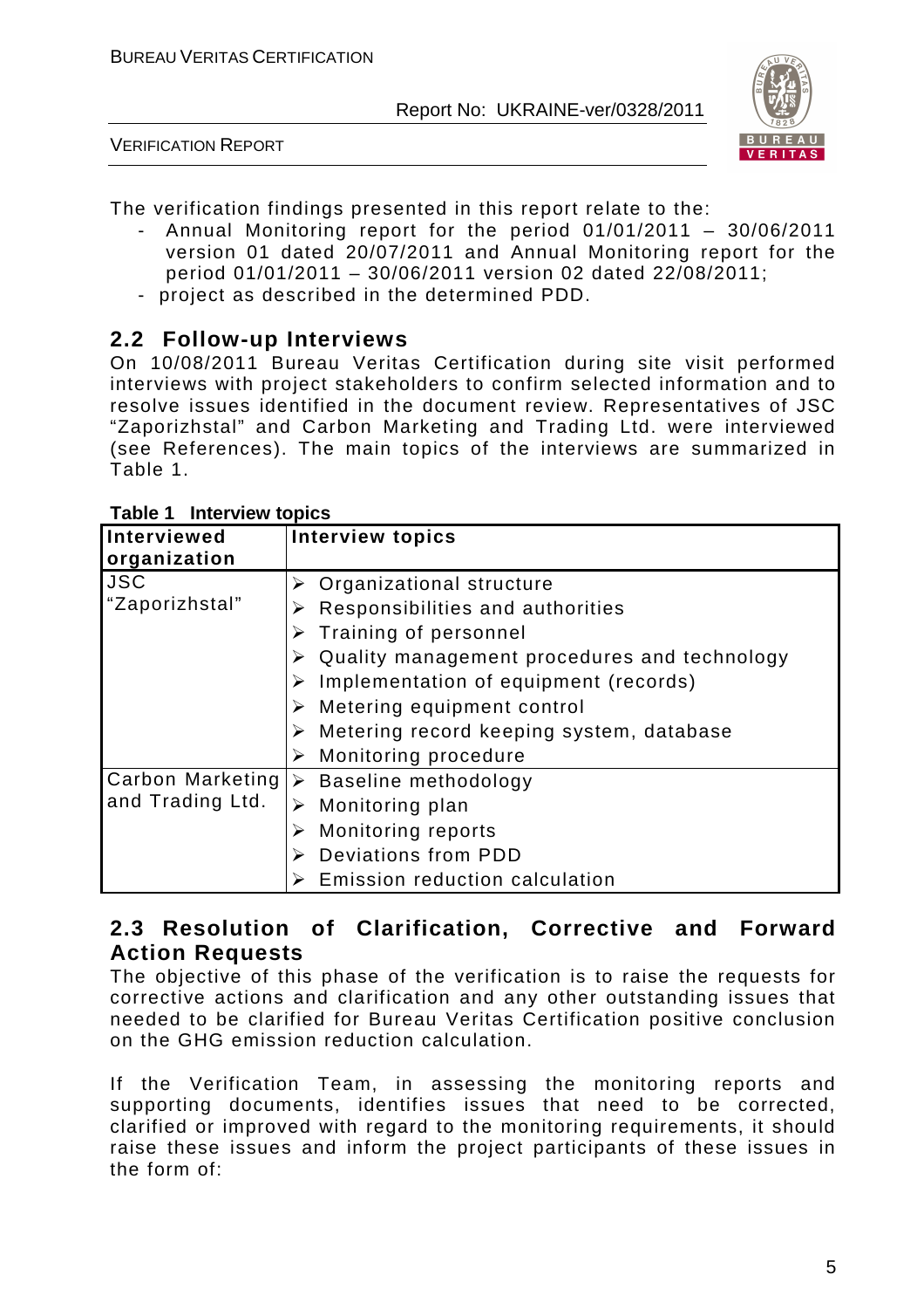The verification findings presented in this report relate to the:

- Annual Monitoring report for the period 01/01/2011 – 30/06/2011 version 01 dated 20/07/2011 and Annual Monitoring report for the period 01/01/2011 – 30/06/2011 version 02 dated 22/08/2011;
- project as described in the determined PDD.

## 2.2 Follow-up Interviews

On 10/08/2011 Bureau Veritas Certification during site visit performed interviews with project stakeholders to confirm selected information and to resolve issues identified in the document review. Representatives of JSC "Zaporizhstal" and Carbon Marketing and Trading Ltd. were interviewed (see References). The main topics of the interviews are summarized in Table 1.

**Table 1 Interview topics**

| Interviewed organization | Interview topics |
|---|---|
| JSC "Zaporizhstal" | ➢ Organizational structure<br>➢ Responsibilities and authorities<br>➢ Training of personnel<br>➢ Quality management procedures and technology<br>➢ Implementation of equipment (records)<br>➢ Metering equipment control<br>➢ Metering record keeping system, database<br>➢ Monitoring procedure |
| Carbon Marketing and Trading Ltd. | ➢ Baseline methodology<br>➢ Monitoring plan<br>➢ Monitoring reports<br>➢ Deviations from PDD<br>➢ Emission reduction calculation |

## 2.3 Resolution of Clarification, Corrective and Forward Action Requests

The objective of this phase of the verification is to raise the requests for corrective actions and clarification and any other outstanding issues that needed to be clarified for Bureau Veritas Certification positive conclusion on the GHG emission reduction calculation.

If the Verification Team, in assessing the monitoring reports and supporting documents, identifies issues that need to be corrected, clarified or improved with regard to the monitoring requirements, it should raise these issues and inform the project participants of these issues in the form of: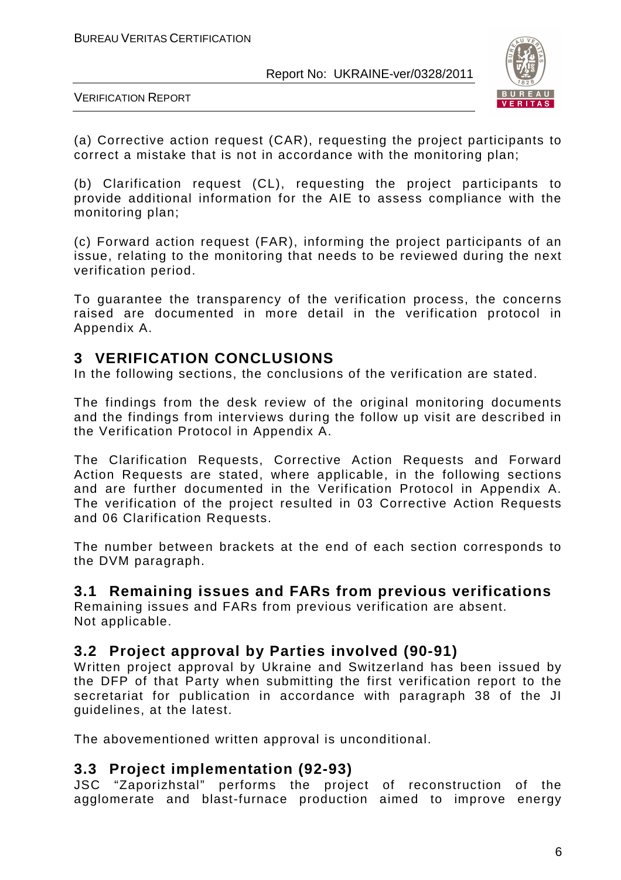(a) Corrective action request (CAR), requesting the project participants to correct a mistake that is not in accordance with the monitoring plan;

(b) Clarification request (CL), requesting the project participants to provide additional information for the AIE to assess compliance with the monitoring plan;

(c) Forward action request (FAR), informing the project participants of an issue, relating to the monitoring that needs to be reviewed during the next verification period.

To guarantee the transparency of the verification process, the concerns raised are documented in more detail in the verification protocol in Appendix A.

# 3 VERIFICATION CONCLUSIONS

In the following sections, the conclusions of the verification are stated.

The findings from the desk review of the original monitoring documents and the findings from interviews during the follow up visit are described in the Verification Protocol in Appendix A.

The Clarification Requests, Corrective Action Requests and Forward Action Requests are stated, where applicable, in the following sections and are further documented in the Verification Protocol in Appendix A. The verification of the project resulted in 03 Corrective Action Requests and 06 Clarification Requests.

The number between brackets at the end of each section corresponds to the DVM paragraph.

## 3.1 Remaining issues and FARs from previous verifications

Remaining issues and FARs from previous verification are absent.
Not applicable.

## 3.2 Project approval by Parties involved (90-91)

Written project approval by Ukraine and Switzerland has been issued by the DFP of that Party when submitting the first verification report to the secretariat for publication in accordance with paragraph 38 of the JI guidelines, at the latest.

The abovementioned written approval is unconditional.

## 3.3 Project implementation (92-93)

JSC "Zaporizhstal" performs the project of reconstruction of the agglomerate and blast-furnace production aimed to improve energy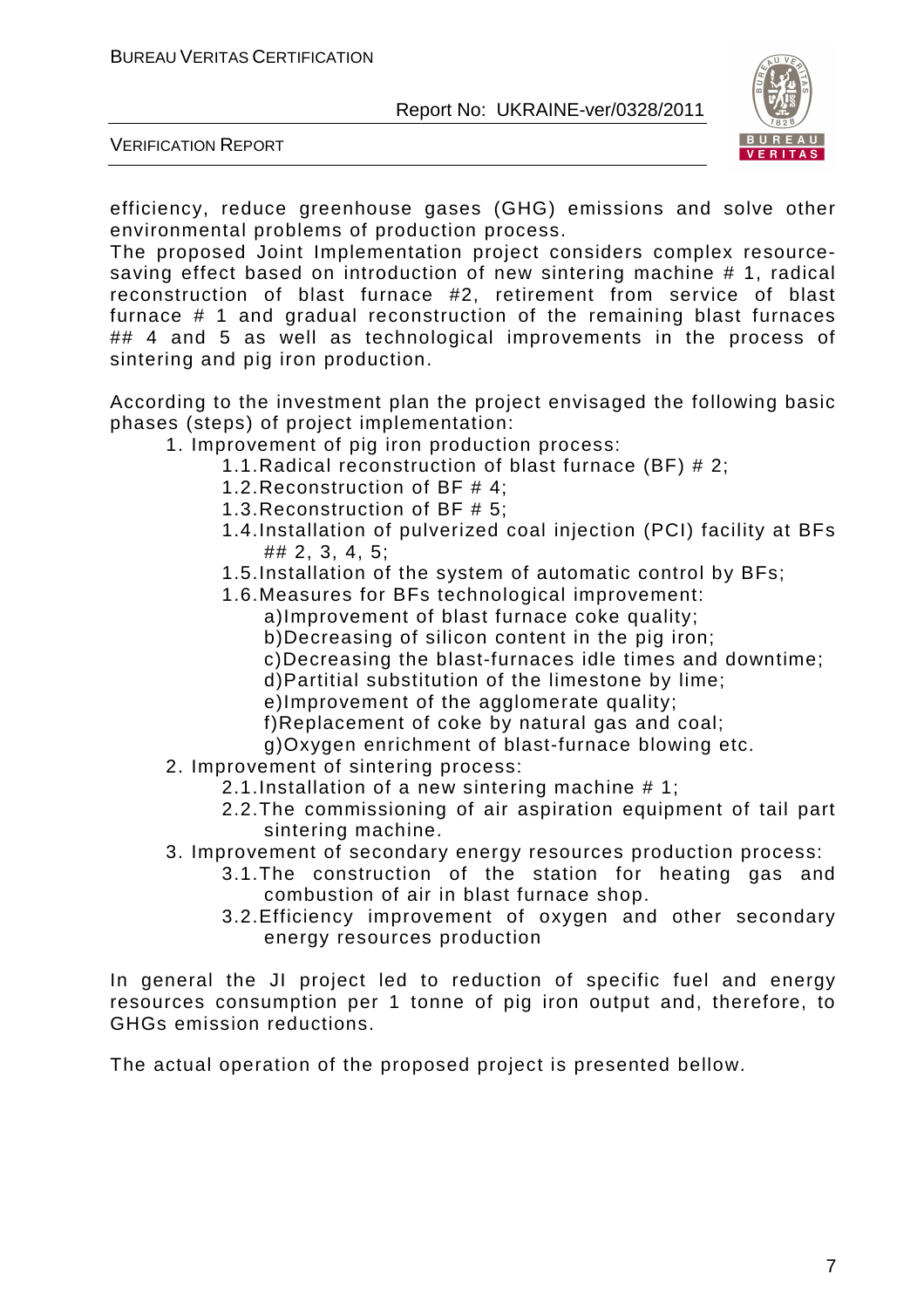efficiency, reduce greenhouse gases (GHG) emissions and solve other environmental problems of production process.
The proposed Joint Implementation project considers complex resource-saving effect based on introduction of new sintering machine # 1, radical reconstruction of blast furnace #2, retirement from service of blast furnace # 1 and gradual reconstruction of the remaining blast furnaces ## 4 and 5 as well as technological improvements in the process of sintering and pig iron production.

According to the investment plan the project envisaged the following basic phases (steps) of project implementation:

1. Improvement of pig iron production process:
    1.1. Radical reconstruction of blast furnace (BF) # 2;
    1.2. Reconstruction of BF # 4;
    1.3. Reconstruction of BF # 5;
    1.4. Installation of pulverized coal injection (PCI) facility at BFs ## 2, 3, 4, 5;
    1.5. Installation of the system of automatic control by BFs;
    1.6. Measures for BFs technological improvement:
        a) Improvement of blast furnace coke quality;
        b) Decreasing of silicon content in the pig iron;
        c) Decreasing the blast-furnaces idle times and downtime;
        d) Partitial substitution of the limestone by lime;
        e) Improvement of the agglomerate quality;
        f) Replacement of coke by natural gas and coal;
        g) Oxygen enrichment of blast-furnace blowing etc.
2. Improvement of sintering process:
    2.1. Installation of a new sintering machine # 1;
    2.2. The commissioning of air aspiration equipment of tail part sintering machine.
3. Improvement of secondary energy resources production process:
    3.1. The construction of the station for heating gas and combustion of air in blast furnace shop.
    3.2. Efficiency improvement of oxygen and other secondary energy resources production

In general the JI project led to reduction of specific fuel and energy resources consumption per 1 tonne of pig iron output and, therefore, to GHGs emission reductions.

The actual operation of the proposed project is presented bellow.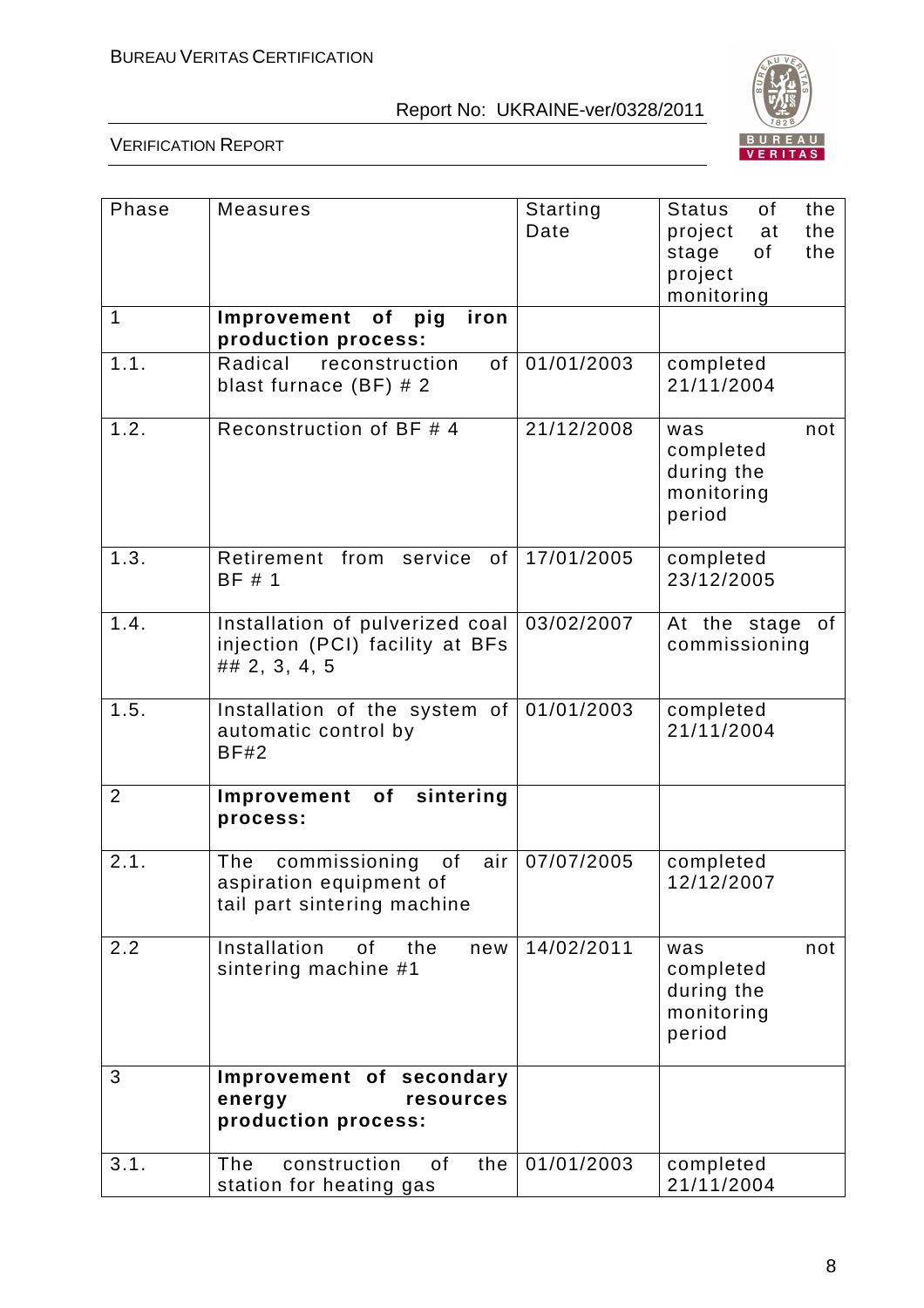| Phase | Measures | Starting Date | Status of the project at the stage of the project monitoring |
|---|---|---|---|
| 1 | **Improvement of pig iron production process:** | | |
| 1.1. | Radical reconstruction of blast furnace (BF) # 2 | 01/01/2003 | completed 21/11/2004 |
| 1.2. | Reconstruction of BF # 4 | 21/12/2008 | was not completed during the monitoring period |
| 1.3. | Retirement from service of BF # 1 | 17/01/2005 | completed 23/12/2005 |
| 1.4. | Installation of pulverized coal injection (PCI) facility at BFs ## 2, 3, 4, 5 | 03/02/2007 | At the stage of commissioning |
| 1.5. | Installation of the system of automatic control by BF#2 | 01/01/2003 | completed 21/11/2004 |
| 2 | **Improvement of sintering process:** | | |
| 2.1. | The commissioning of air aspiration equipment of tail part sintering machine | 07/07/2005 | completed 12/12/2007 |
| 2.2 | Installation of the new sintering machine #1 | 14/02/2011 | was not completed during the monitoring period |
| 3 | **Improvement of secondary energy resources production process:** | | |
| 3.1. | The construction of the station for heating gas | 01/01/2003 | completed 21/11/2004 |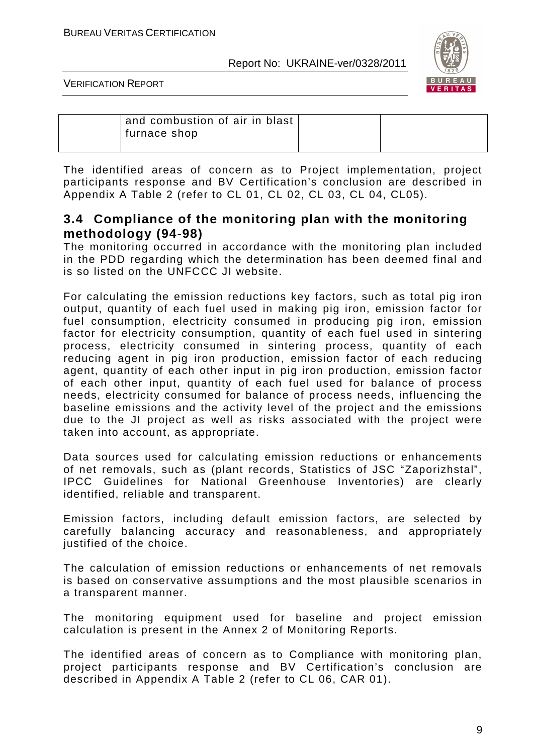| | and combustion of air in blast furnace shop | | |
|---|---|---|---|

The identified areas of concern as to Project implementation, project participants response and BV Certification's conclusion are described in Appendix A Table 2 (refer to CL 01, CL 02, CL 03, CL 04, CL05).

## 3.4 Compliance of the monitoring plan with the monitoring methodology (94-98)

The monitoring occurred in accordance with the monitoring plan included in the PDD regarding which the determination has been deemed final and is so listed on the UNFCCC JI website.

For calculating the emission reductions key factors, such as total pig iron output, quantity of each fuel used in making pig iron, emission factor for fuel consumption, electricity consumed in producing pig iron, emission factor for electricity consumption, quantity of each fuel used in sintering process, electricity consumed in sintering process, quantity of each reducing agent in pig iron production, emission factor of each reducing agent, quantity of each other input in pig iron production, emission factor of each other input, quantity of each fuel used for balance of process needs, electricity consumed for balance of process needs, influencing the baseline emissions and the activity level of the project and the emissions due to the JI project as well as risks associated with the project were taken into account, as appropriate.

Data sources used for calculating emission reductions or enhancements of net removals, such as (plant records, Statistics of JSC "Zaporizhstal", IPCC Guidelines for National Greenhouse Inventories) are clearly identified, reliable and transparent.

Emission factors, including default emission factors, are selected by carefully balancing accuracy and reasonableness, and appropriately justified of the choice.

The calculation of emission reductions or enhancements of net removals is based on conservative assumptions and the most plausible scenarios in a transparent manner.

The monitoring equipment used for baseline and project emission calculation is present in the Annex 2 of Monitoring Reports.

The identified areas of concern as to Compliance with monitoring plan, project participants response and BV Certification's conclusion are described in Appendix A Table 2 (refer to CL 06, CAR 01).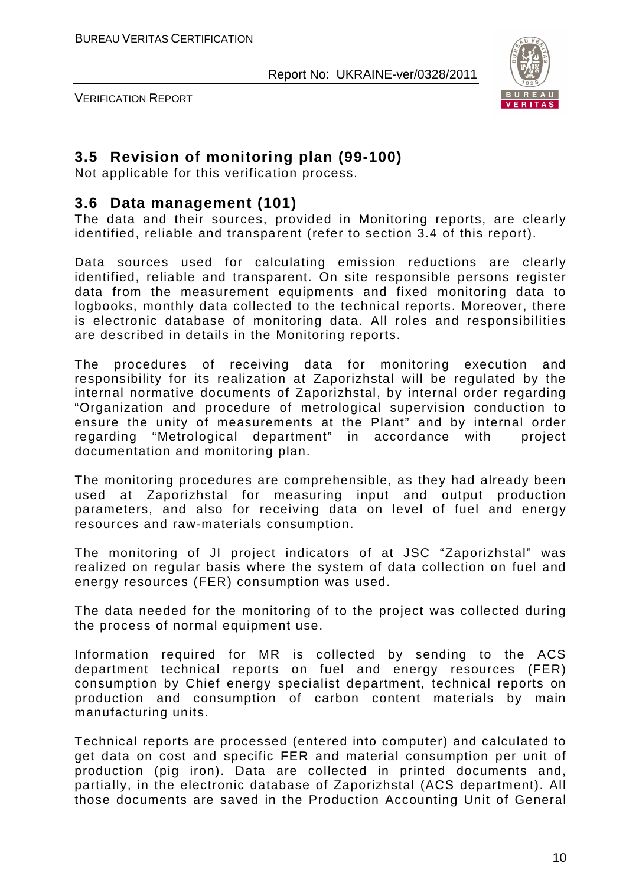## 3.5 Revision of monitoring plan (99-100)

Not applicable for this verification process.

## 3.6 Data management (101)

The data and their sources, provided in Monitoring reports, are clearly identified, reliable and transparent (refer to section 3.4 of this report).

Data sources used for calculating emission reductions are clearly identified, reliable and transparent. On site responsible persons register data from the measurement equipments and fixed monitoring data to logbooks, monthly data collected to the technical reports. Moreover, there is electronic database of monitoring data. All roles and responsibilities are described in details in the Monitoring reports.

The procedures of receiving data for monitoring execution and responsibility for its realization at Zaporizhstal will be regulated by the internal normative documents of Zaporizhstal, by internal order regarding "Organization and procedure of metrological supervision conduction to ensure the unity of measurements at the Plant" and by internal order regarding "Metrological department" in accordance with project documentation and monitoring plan.

The monitoring procedures are comprehensible, as they had already been used at Zaporizhstal for measuring input and output production parameters, and also for receiving data on level of fuel and energy resources and raw-materials consumption.

The monitoring of JI project indicators of at JSC "Zaporizhstal" was realized on regular basis where the system of data collection on fuel and energy resources (FER) consumption was used.

The data needed for the monitoring of to the project was collected during the process of normal equipment use.

Information required for MR is collected by sending to the ACS department technical reports on fuel and energy resources (FER) consumption by Chief energy specialist department, technical reports on production and consumption of carbon content materials by main manufacturing units.

Technical reports are processed (entered into computer) and calculated to get data on cost and specific FER and material consumption per unit of production (pig iron). Data are collected in printed documents and, partially, in the electronic database of Zaporizhstal (ACS department). All those documents are saved in the Production Accounting Unit of General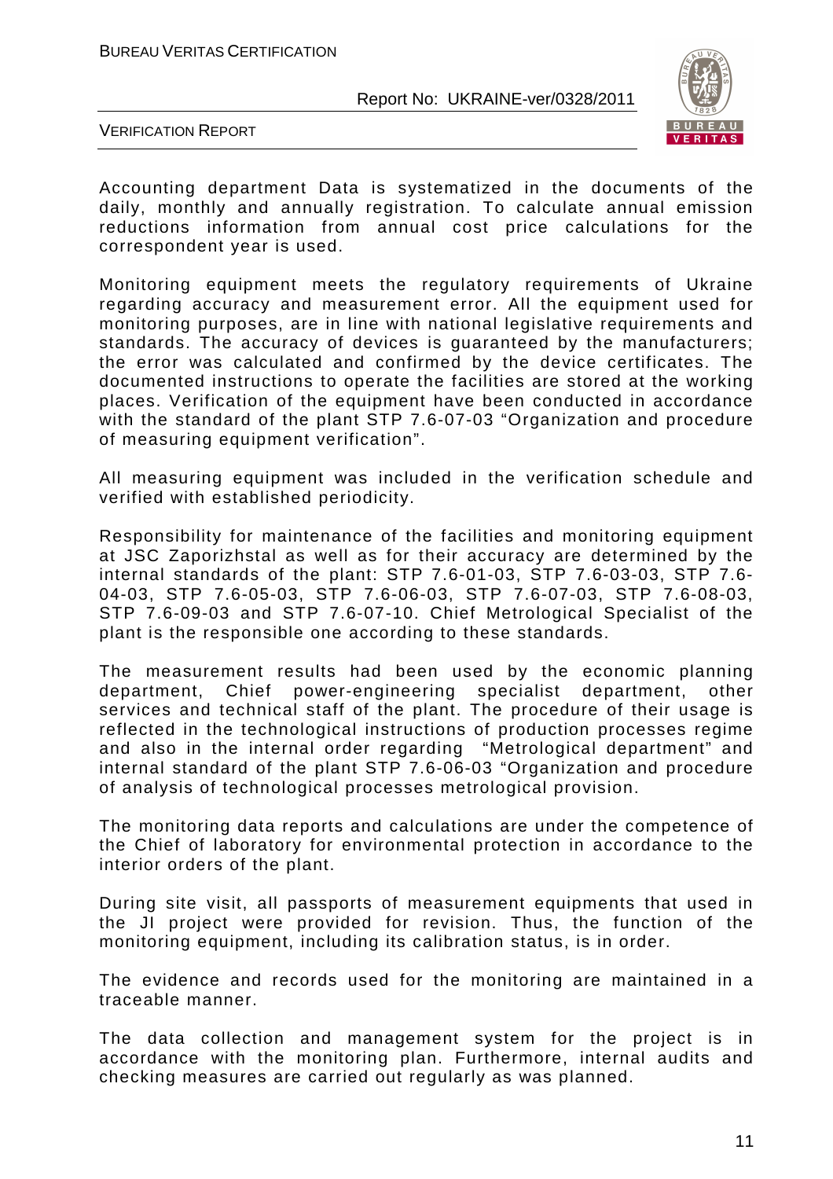Accounting department Data is systematized in the documents of the daily, monthly and annually registration. To calculate annual emission reductions information from annual cost price calculations for the correspondent year is used.

Monitoring equipment meets the regulatory requirements of Ukraine regarding accuracy and measurement error. All the equipment used for monitoring purposes, are in line with national legislative requirements and standards. The accuracy of devices is guaranteed by the manufacturers; the error was calculated and confirmed by the device certificates. The documented instructions to operate the facilities are stored at the working places. Verification of the equipment have been conducted in accordance with the standard of the plant STP 7.6-07-03 "Organization and procedure of measuring equipment verification".

All measuring equipment was included in the verification schedule and verified with established periodicity.

Responsibility for maintenance of the facilities and monitoring equipment at JSC Zaporizhstal as well as for their accuracy are determined by the internal standards of the plant: STP 7.6-01-03, STP 7.6-03-03, STP 7.6-04-03, STP 7.6-05-03, STP 7.6-06-03, STP 7.6-07-03, STP 7.6-08-03, STP 7.6-09-03 and STP 7.6-07-10. Chief Metrological Specialist of the plant is the responsible one according to these standards.

The measurement results had been used by the economic planning department, Chief power-engineering specialist department, other services and technical staff of the plant. The procedure of their usage is reflected in the technological instructions of production processes regime and also in the internal order regarding "Metrological department" and internal standard of the plant STP 7.6-06-03 "Organization and procedure of analysis of technological processes metrological provision.

The monitoring data reports and calculations are under the competence of the Chief of laboratory for environmental protection in accordance to the interior orders of the plant.

During site visit, all passports of measurement equipments that used in the JI project were provided for revision. Thus, the function of the monitoring equipment, including its calibration status, is in order.

The evidence and records used for the monitoring are maintained in a traceable manner.

The data collection and management system for the project is in accordance with the monitoring plan. Furthermore, internal audits and checking measures are carried out regularly as was planned.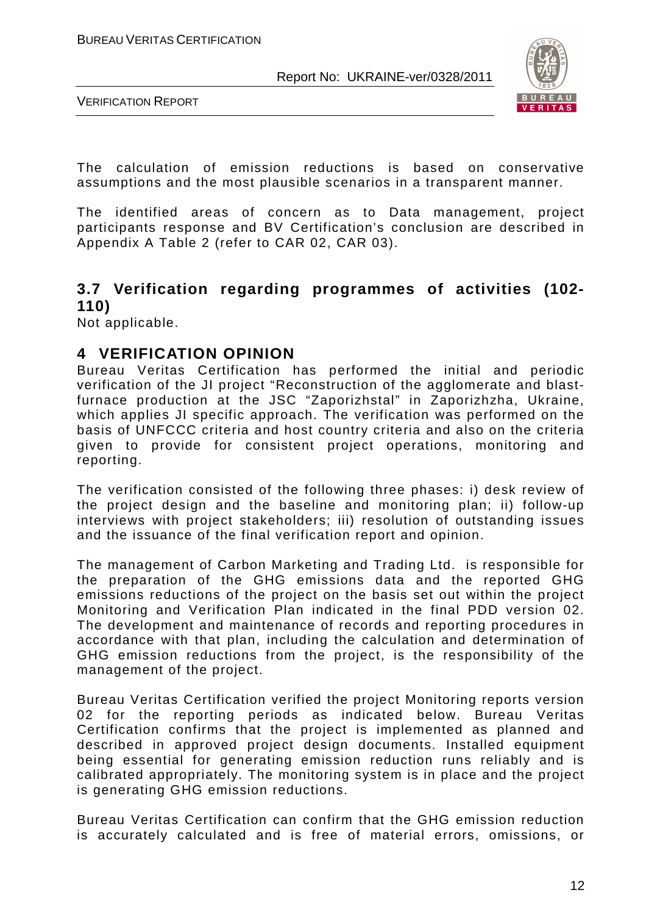The calculation of emission reductions is based on conservative assumptions and the most plausible scenarios in a transparent manner.

The identified areas of concern as to Data management, project participants response and BV Certification's conclusion are described in Appendix A Table 2 (refer to CAR 02, CAR 03).

## 3.7 Verification regarding programmes of activities (102-110)

Not applicable.

# 4 VERIFICATION OPINION

Bureau Veritas Certification has performed the initial and periodic verification of the JI project "Reconstruction of the agglomerate and blast-furnace production at the JSC "Zaporizhstal" in Zaporizhzha, Ukraine, which applies JI specific approach. The verification was performed on the basis of UNFCCC criteria and host country criteria and also on the criteria given to provide for consistent project operations, monitoring and reporting.

The verification consisted of the following three phases: i) desk review of the project design and the baseline and monitoring plan; ii) follow-up interviews with project stakeholders; iii) resolution of outstanding issues and the issuance of the final verification report and opinion.

The management of Carbon Marketing and Trading Ltd. is responsible for the preparation of the GHG emissions data and the reported GHG emissions reductions of the project on the basis set out within the project Monitoring and Verification Plan indicated in the final PDD version 02. The development and maintenance of records and reporting procedures in accordance with that plan, including the calculation and determination of GHG emission reductions from the project, is the responsibility of the management of the project.

Bureau Veritas Certification verified the project Monitoring reports version 02 for the reporting periods as indicated below. Bureau Veritas Certification confirms that the project is implemented as planned and described in approved project design documents. Installed equipment being essential for generating emission reduction runs reliably and is calibrated appropriately. The monitoring system is in place and the project is generating GHG emission reductions.

Bureau Veritas Certification can confirm that the GHG emission reduction is accurately calculated and is free of material errors, omissions, or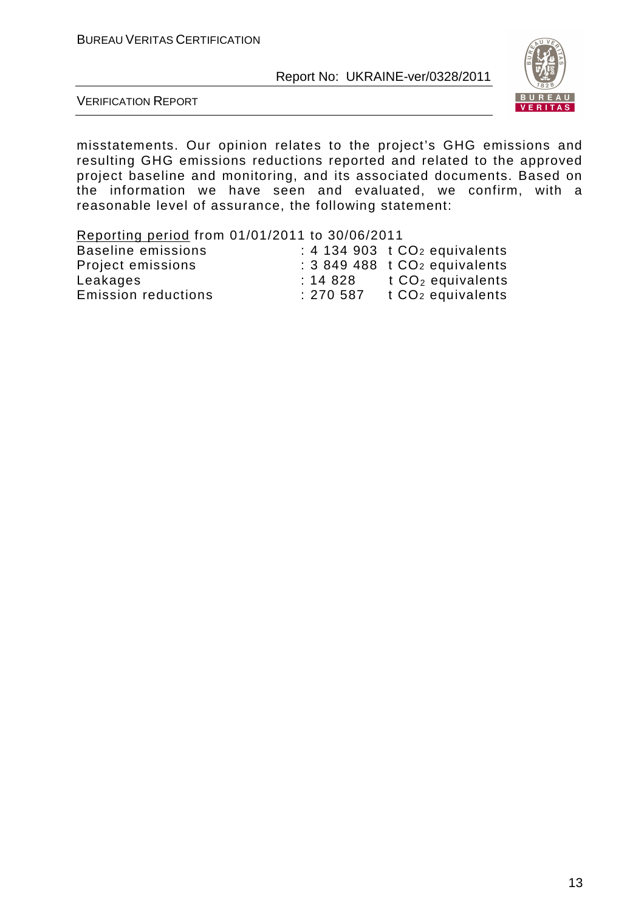misstatements. Our opinion relates to the project's GHG emissions and resulting GHG emissions reductions reported and related to the approved project baseline and monitoring, and its associated documents. Based on the information we have seen and evaluated, we confirm, with a reasonable level of assurance, the following statement:

Reporting period from 01/01/2011 to 30/06/2011

| | | |
|---|---|---|
| Baseline emissions | : 4 134 903 | t $CO_2$ equivalents |
| Project emissions | : 3 849 488 | t $CO_2$ equivalents |
| Leakages | : 14 828 | t $CO_2$ equivalents |
| Emission reductions | : 270 587 | t $CO_2$ equivalents |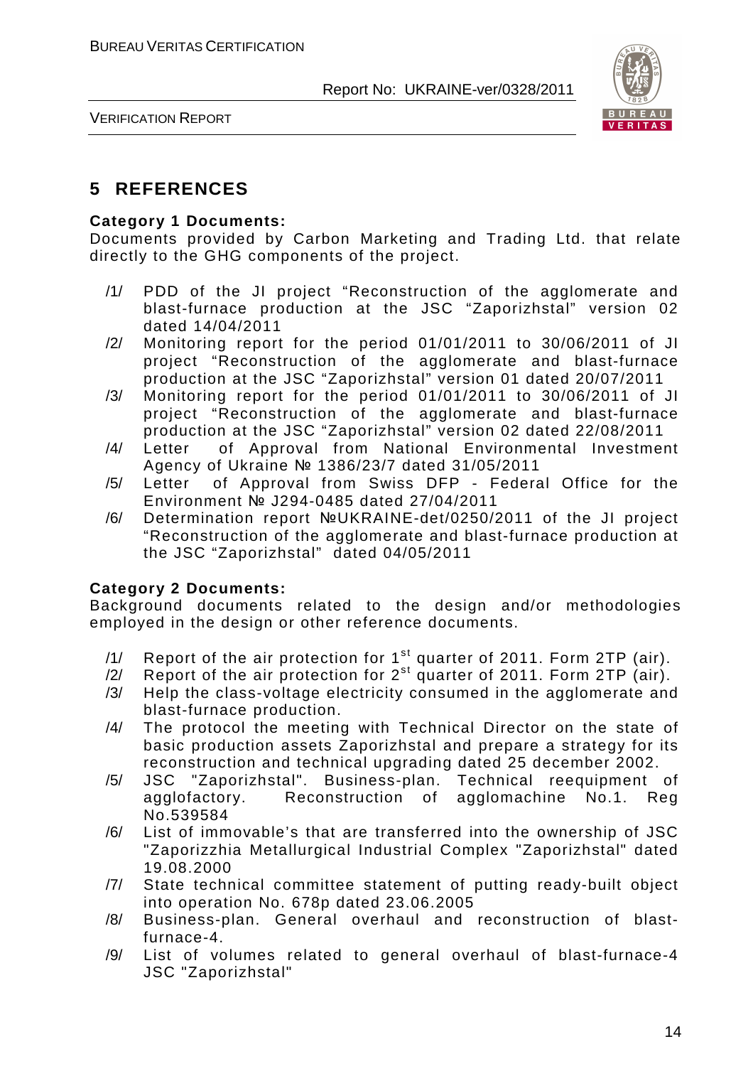# 5 REFERENCES

**Category 1 Documents:**
Documents provided by Carbon Marketing and Trading Ltd. that relate directly to the GHG components of the project.

/1/ PDD of the JI project “Reconstruction of the agglomerate and blast-furnace production at the JSC “Zaporizhstal” version 02 dated 14/04/2011

/2/ Monitoring report for the period 01/01/2011 to 30/06/2011 of JI project “Reconstruction of the agglomerate and blast-furnace production at the JSC “Zaporizhstal” version 01 dated 20/07/2011

/3/ Monitoring report for the period 01/01/2011 to 30/06/2011 of JI project “Reconstruction of the agglomerate and blast-furnace production at the JSC “Zaporizhstal” version 02 dated 22/08/2011

/4/ Letter of Approval from National Environmental Investment Agency of Ukraine № 1386/23/7 dated 31/05/2011

/5/ Letter of Approval from Swiss DFP - Federal Office for the Environment № J294-0485 dated 27/04/2011

/6/ Determination report №UKRAINE-det/0250/2011 of the JI project “Reconstruction of the agglomerate and blast-furnace production at the JSC “Zaporizhstal” dated 04/05/2011

**Category 2 Documents:**
Background documents related to the design and/or methodologies employed in the design or other reference documents.

/1/ Report of the air protection for 1st quarter of 2011. Form 2TP (air).

/2/ Report of the air protection for 2st quarter of 2011. Form 2TP (air).

/3/ Help the class-voltage electricity consumed in the agglomerate and blast-furnace production.

/4/ The protocol the meeting with Technical Director on the state of basic production assets Zaporizhstal and prepare a strategy for its reconstruction and technical upgrading dated 25 december 2002.

/5/ JSC "Zaporizhstal". Business-plan. Technical reequipment of agglofactory. Reconstruction of agglomachine No.1. Reg No.539584

/6/ List of immovable’s that are transferred into the ownership of JSC "Zaporizzhia Metallurgical Industrial Complex "Zaporizhstal" dated 19.08.2000

/7/ State technical committee statement of putting ready-built object into operation No. 678p dated 23.06.2005

/8/ Business-plan. General overhaul and reconstruction of blast-furnace-4.

/9/ List of volumes related to general overhaul of blast-furnace-4 JSC "Zaporizhstal"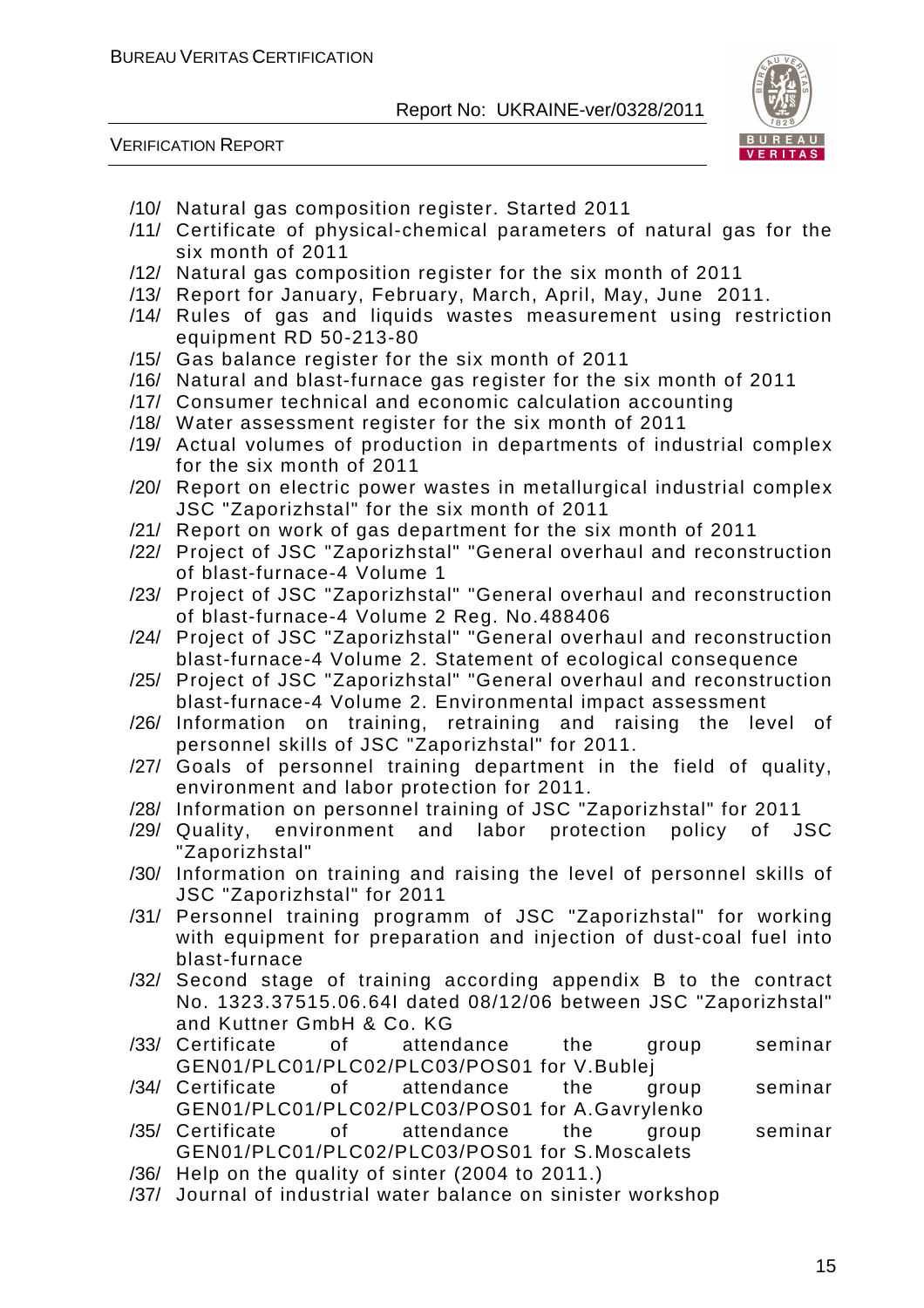/10/ Natural gas composition register. Started 2011

/11/ Certificate of physical-chemical parameters of natural gas for the six month of 2011

/12/ Natural gas composition register for the six month of 2011

/13/ Report for January, February, March, April, May, June 2011.

/14/ Rules of gas and liquids wastes measurement using restriction equipment RD 50-213-80

/15/ Gas balance register for the six month of 2011

/16/ Natural and blast-furnace gas register for the six month of 2011

/17/ Consumer technical and economic calculation accounting

/18/ Water assessment register for the six month of 2011

/19/ Actual volumes of production in departments of industrial complex for the six month of 2011

/20/ Report on electric power wastes in metallurgical industrial complex JSC "Zaporizhstal" for the six month of 2011

/21/ Report on work of gas department for the six month of 2011

/22/ Project of JSC "Zaporizhstal" "General overhaul and reconstruction of blast-furnace-4 Volume 1

/23/ Project of JSC "Zaporizhstal" "General overhaul and reconstruction of blast-furnace-4 Volume 2 Reg. No.488406

/24/ Project of JSC "Zaporizhstal" "General overhaul and reconstruction blast-furnace-4 Volume 2. Statement of ecological consequence

/25/ Project of JSC "Zaporizhstal" "General overhaul and reconstruction blast-furnace-4 Volume 2. Environmental impact assessment

/26/ Information on training, retraining and raising the level of personnel skills of JSC "Zaporizhstal" for 2011.

/27/ Goals of personnel training department in the field of quality, environment and labor protection for 2011.

/28/ Information on personnel training of JSC "Zaporizhstal" for 2011

/29/ Quality, environment and labor protection policy of JSC "Zaporizhstal"

/30/ Information on training and raising the level of personnel skills of JSC "Zaporizhstal" for 2011

/31/ Personnel training programm of JSC "Zaporizhstal" for working with equipment for preparation and injection of dust-coal fuel into blast-furnace

/32/ Second stage of training according appendix B to the contract No. 1323.37515.06.64I dated 08/12/06 between JSC "Zaporizhstal" and Kuttner GmbH & Co. KG

/33/ Certificate of attendance the group seminar GEN01/PLC01/PLC02/PLC03/POS01 for V.Bublej

/34/ Certificate of attendance the group seminar GEN01/PLC01/PLC02/PLC03/POS01 for A.Gavrylenko

/35/ Certificate of attendance the group seminar GEN01/PLC01/PLC02/PLC03/POS01 for S.Moscalets

/36/ Help on the quality of sinter (2004 to 2011.)

/37/ Journal of industrial water balance on sinister workshop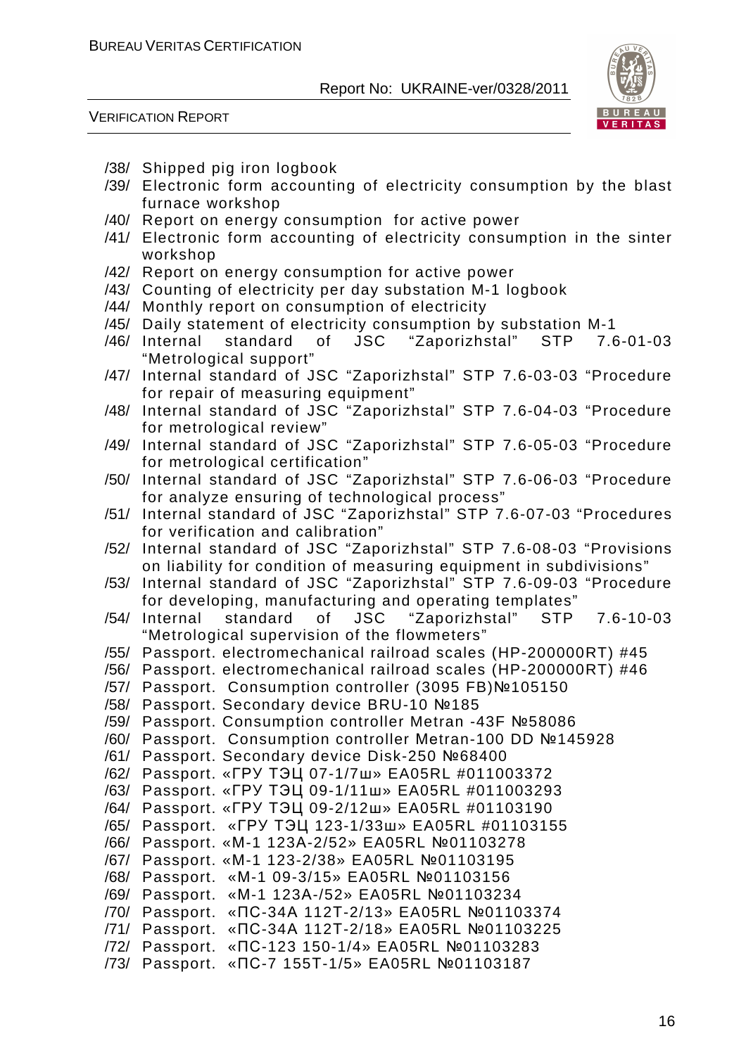/38/ Shipped pig iron logbook
/39/ Electronic form accounting of electricity consumption by the blast furnace workshop
/40/ Report on energy consumption for active power
/41/ Electronic form accounting of electricity consumption in the sinter workshop
/42/ Report on energy consumption for active power
/43/ Counting of electricity per day substation M-1 logbook
/44/ Monthly report on consumption of electricity
/45/ Daily statement of electricity consumption by substation M-1
/46/ Internal standard of JSC "Zaporizhstal" STP 7.6-01-03 "Metrological support"
/47/ Internal standard of JSC "Zaporizhstal" STP 7.6-03-03 "Procedure for repair of measuring equipment"
/48/ Internal standard of JSC "Zaporizhstal" STP 7.6-04-03 "Procedure for metrological review"
/49/ Internal standard of JSC "Zaporizhstal" STP 7.6-05-03 "Procedure for metrological certification"
/50/ Internal standard of JSC "Zaporizhstal" STP 7.6-06-03 "Procedure for analyze ensuring of technological process"
/51/ Internal standard of JSC "Zaporizhstal" STP 7.6-07-03 "Procedures for verification and calibration"
/52/ Internal standard of JSC "Zaporizhstal" STP 7.6-08-03 "Provisions on liability for condition of measuring equipment in subdivisions"
/53/ Internal standard of JSC "Zaporizhstal" STP 7.6-09-03 "Procedure for developing, manufacturing and operating templates"
/54/ Internal standard of JSC "Zaporizhstal" STP 7.6-10-03 "Metrological supervision of the flowmeters"
/55/ Passport. electromechanical railroad scales (HP-200000RT) #45
/56/ Passport. electromechanical railroad scales (HP-200000RT) #46
/57/ Passport. Consumption controller (3095 FB)№105150
/58/ Passport. Secondary device BRU-10 №185
/59/ Passport. Consumption controller Metran -43F №58086
/60/ Passport. Consumption controller Metran-100 DD №145928
/61/ Passport. Secondary device Disk-250 №68400
/62/ Passport. «ГРУ ТЭЦ 07-1/7ш» EA05RL #011003372
/63/ Passport. «ГРУ ТЭЦ 09-1/11ш» EA05RL #011003293
/64/ Passport. «ГРУ ТЭЦ 09-2/12ш» EA05RL #01103190
/65/ Passport. «ГРУ ТЭЦ 123-1/33ш» EA05RL #01103155
/66/ Passport. «М-1 123А-2/52» EA05RL №01103278
/67/ Passport. «М-1 123-2/38» EA05RL №01103195
/68/ Passport. «М-1 09-3/15» EA05RL №01103156
/69/ Passport. «М-1 123А-/52» EA05RL №01103234
/70/ Passport. «ПС-34А 112Т-2/13» EA05RL №01103374
/71/ Passport. «ПС-34А 112Т-2/18» EA05RL №01103225
/72/ Passport. «ПС-123 150-1/4» EA05RL №01103283
/73/ Passport. «ПС-7 155Т-1/5» EA05RL №01103187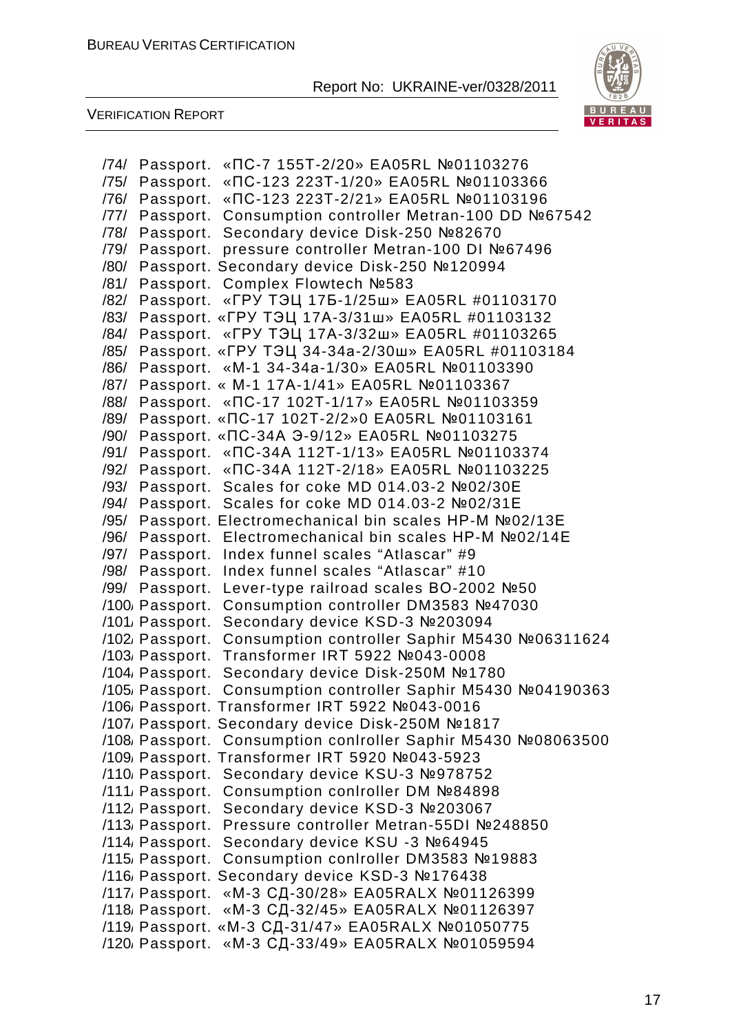/74/ Passport. «ПС-7 155Т-2/20» EA05RL №01103276
/75/ Passport. «ПС-123 223Т-1/20» EA05RL №01103366
/76/ Passport. «ПС-123 223Т-2/21» EA05RL №01103196
/77/ Passport. Consumption controller Metran-100 DD №67542
/78/ Passport. Secondary device Disk-250 №82670
/79/ Passport. pressure controller Metran-100 DI №67496
/80/ Passport. Secondary device Disk-250 №120994
/81/ Passport. Complex Flowtech №583
/82/ Passport. «ГРУ ТЭЦ 17Б-1/25ш» EA05RL #01103170
/83/ Passport. «ГРУ ТЭЦ 17А-3/31ш» EA05RL #01103132
/84/ Passport. «ГРУ ТЭЦ 17А-3/32ш» EA05RL #01103265
/85/ Passport. «ГРУ ТЭЦ 34-34а-2/30ш» EA05RL #01103184
/86/ Passport. «М-1 34-34а-1/30» EA05RL №01103390
/87/ Passport. « М-1 17А-1/41» EA05RL №01103367
/88/ Passport. «ПС-17 102Т-1/17» EA05RL №01103359
/89/ Passport. «ПС-17 102Т-2/2»0 EA05RL №01103161
/90/ Passport. «ПС-34А Э-9/12» EA05RL №01103275
/91/ Passport. «ПС-34А 112Т-1/13» EA05RL №01103374
/92/ Passport. «ПС-34А 112Т-2/18» EA05RL №01103225
/93/ Passport. Scales for coke MD 014.03-2 №02/30E
/94/ Passport. Scales for coke MD 014.03-2 №02/31E
/95/ Passport. Electromechanical bin scales HP-M №02/13E
/96/ Passport. Electromechanical bin scales HP-M №02/14E
/97/ Passport. Index funnel scales "Atlascar" #9
/98/ Passport. Index funnel scales "Atlascar" #10
/99/ Passport. Lever-type railroad scales BO-2002 №50
/100/ Passport. Consumption controller DM3583 №47030
/101/ Passport. Secondary device KSD-3 №203094
/102/ Passport. Consumption controller Saphir M5430 №06311624
/103/ Passport. Transformer IRT 5922 №043-0008
/104/ Passport. Secondary device Disk-250M №1780
/105/ Passport. Consumption controller Saphir M5430 №04190363
/106/ Passport. Transformer IRT 5922 №043-0016
/107/ Passport. Secondary device Disk-250M №1817
/108/ Passport. Consumption conlroller Saphir M5430 №08063500
/109/ Passport. Transformer IRT 5920 №043-5923
/110/ Passport. Secondary device KSU-3 №978752
/111/ Passport. Consumption conlroller DM №84898
/112/ Passport. Secondary device KSD-3 №203067
/113/ Passport. Pressure controller Metran-55DI №248850
/114/ Passport. Secondary device KSU -3 №64945
/115/ Passport. Consumption conlroller DM3583 №19883
/116/ Passport. Secondary device KSD-3 №176438
/117/ Passport. «М-3 СД-30/28» EA05RALX №01126399
/118/ Passport. «М-3 СД-32/45» EA05RALX №01126397
/119/ Passport. «М-3 СД-31/47» EA05RALX №01050775
/120/ Passport. «М-3 СД-33/49» EA05RALX №01059594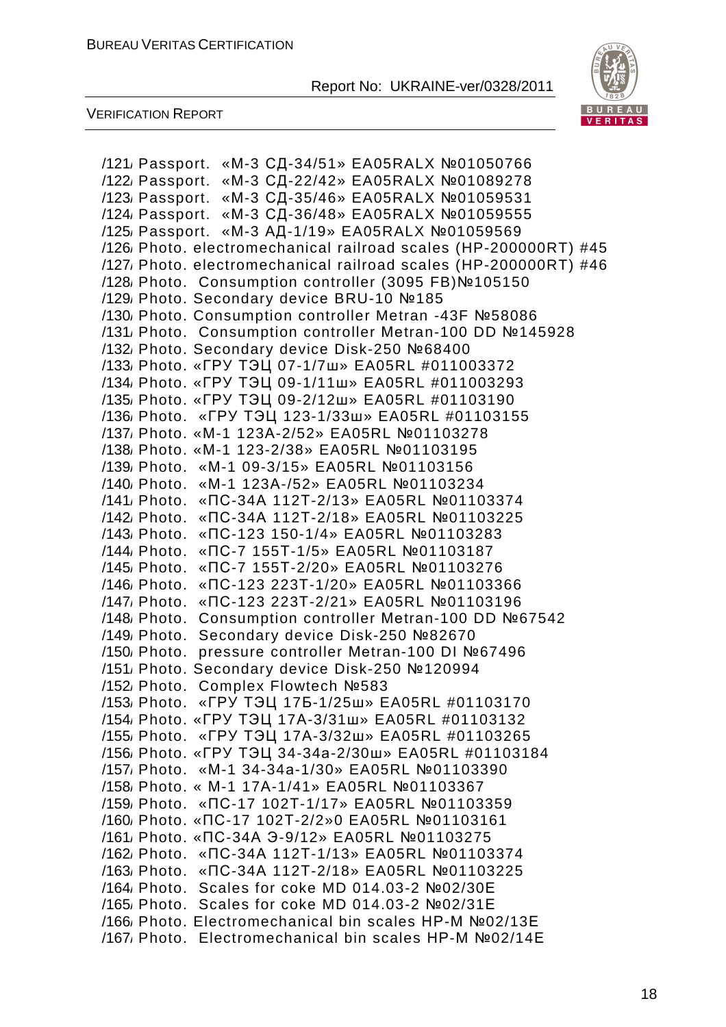/121/ Passport. «М-3 СД-34/51» ЕА05RALX №01050766
/122/ Passport. «М-3 СД-22/42» ЕА05RALX №01089278
/123/ Passport. «М-3 СД-35/46» ЕА05RALX №01059531
/124/ Passport. «М-3 СД-36/48» ЕА05RALX №01059555
/125/ Passport. «М-3 АД-1/19» ЕА05RALX №01059569
/126/ Photo. electromechanical railroad scales (НР-200000RT) #45
/127/ Photo. electromechanical railroad scales (НР-200000RT) #46
/128/ Photo. Consumption controller (3095 FB)№105150
/129/ Photo. Secondary device BRU-10 №185
/130/ Photo. Consumption controller Metran -43F №58086
/131/ Photo. Consumption controller Metran-100 DD №145928
/132/ Photo. Secondary device Disk-250 №68400
/133/ Photo. «ГРУ ТЭЦ 07-1/7ш» ЕА05RL #011003372
/134/ Photo. «ГРУ ТЭЦ 09-1/11ш» ЕА05RL #011003293
/135/ Photo. «ГРУ ТЭЦ 09-2/12ш» ЕА05RL #01103190
/136/ Photo. «ГРУ ТЭЦ 123-1/33ш» ЕА05RL #01103155
/137/ Photo. «М-1 123А-2/52» ЕА05RL №01103278
/138/ Photo. «М-1 123-2/38» ЕА05RL №01103195
/139/ Photo. «М-1 09-3/15» ЕА05RL №01103156
/140/ Photo. «М-1 123А-/52» ЕА05RL №01103234
/141/ Photo. «ПС-34А 112Т-2/13» ЕА05RL №01103374
/142/ Photo. «ПС-34А 112Т-2/18» ЕА05RL №01103225
/143/ Photo. «ПС-123 150-1/4» ЕА05RL №01103283
/144/ Photo. «ПС-7 155Т-1/5» ЕА05RL №01103187
/145/ Photo. «ПС-7 155Т-2/20» ЕА05RL №01103276
/146/ Photo. «ПС-123 223Т-1/20» ЕА05RL №01103366
/147/ Photo. «ПС-123 223Т-2/21» ЕА05RL №01103196
/148/ Photo. Consumption controller Metran-100 DD №67542
/149/ Photo. Secondary device Disk-250 №82670
/150/ Photo. pressure controller Metran-100 DI №67496
/151/ Photo. Secondary device Disk-250 №120994
/152/ Photo. Complex Flowtech №583
/153/ Photo. «ГРУ ТЭЦ 17Б-1/25ш» ЕА05RL #01103170
/154/ Photo. «ГРУ ТЭЦ 17А-3/31ш» ЕА05RL #01103132
/155/ Photo. «ГРУ ТЭЦ 17А-3/32ш» ЕА05RL #01103265
/156/ Photo. «ГРУ ТЭЦ 34-34а-2/30ш» ЕА05RL #01103184
/157/ Photo. «М-1 34-34а-1/30» ЕА05RL №01103390
/158/ Photo. « М-1 17А-1/41» ЕА05RL №01103367
/159/ Photo. «ПС-17 102Т-1/17» ЕА05RL №01103359
/160/ Photo. «ПС-17 102Т-2/2»0 ЕА05RL №01103161
/161/ Photo. «ПС-34А Э-9/12» ЕА05RL №01103275
/162/ Photo. «ПС-34А 112Т-1/13» ЕА05RL №01103374
/163/ Photo. «ПС-34А 112Т-2/18» ЕА05RL №01103225
/164/ Photo. Scales for coke MD 014.03-2 №02/30Е
/165/ Photo. Scales for coke MD 014.03-2 №02/31Е
/166/ Photo. Electromechanical bin scales НР-М №02/13Е
/167/ Photo. Electromechanical bin scales НР-М №02/14Е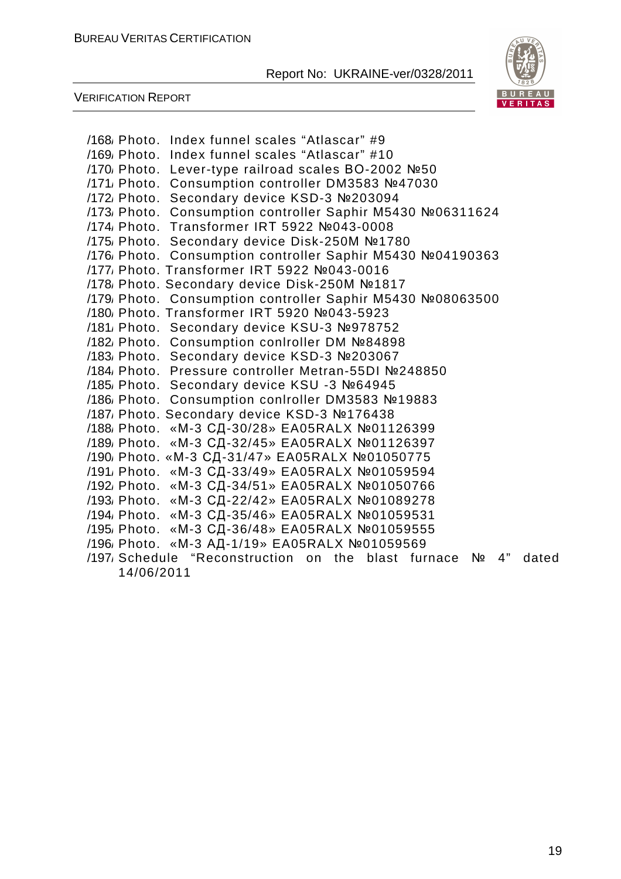/168/ Photo. Index funnel scales "Atlascar" #9  
/169/ Photo. Index funnel scales "Atlascar" #10  
/170/ Photo. Lever-type railroad scales BO-2002 №50  
/171/ Photo. Consumption controller DM3583 №47030  
/172/ Photo. Secondary device KSD-3 №203094  
/173/ Photo. Consumption controller Saphir M5430 №06311624  
/174/ Photo. Transformer IRT 5922 №043-0008  
/175/ Photo. Secondary device Disk-250M №1780  
/176/ Photo. Consumption controller Saphir M5430 №04190363  
/177/ Photo. Transformer IRT 5922 №043-0016  
/178/ Photo. Secondary device Disk-250M №1817  
/179/ Photo. Consumption controller Saphir M5430 №08063500  
/180/ Photo. Transformer IRT 5920 №043-5923  
/181/ Photo. Secondary device KSU-3 №978752  
/182/ Photo. Consumption conlroller DM №84898  
/183/ Photo. Secondary device KSD-3 №203067  
/184/ Photo. Pressure controller Metran-55DI №248850  
/185/ Photo. Secondary device KSU -3 №64945  
/186/ Photo. Consumption conlroller DM3583 №19883  
/187/ Photo. Secondary device KSD-3 №176438  
/188/ Photo. «M-3 СД-30/28» EA05RALX №01126399  
/189/ Photo. «M-3 СД-32/45» EA05RALX №01126397  
/190/ Photo. «M-3 СД-31/47» EA05RALX №01050775  
/191/ Photo. «M-3 СД-33/49» EA05RALX №01059594  
/192/ Photo. «M-3 СД-34/51» EA05RALX №01050766  
/193/ Photo. «M-3 СД-22/42» EA05RALX №01089278  
/194/ Photo. «M-3 СД-35/46» EA05RALX №01059531  
/195/ Photo. «M-3 СД-36/48» EA05RALX №01059555  
/196/ Photo. «M-3 АД-1/19» EA05RALX №01059569  
/197/ Schedule "Reconstruction on the blast furnace № 4" dated 14/06/2011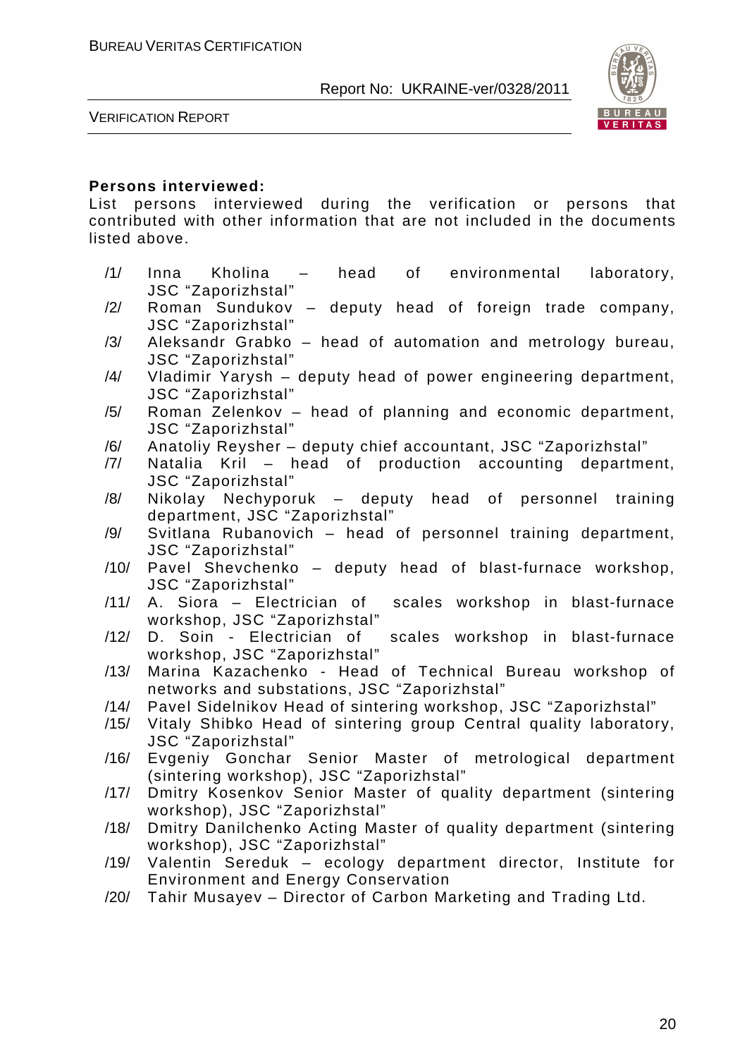**Persons interviewed:**

List persons interviewed during the verification or persons that contributed with other information that are not included in the documents listed above.

/1/ Inna Kholina – head of environmental laboratory, JSC "Zaporizhstal"

/2/ Roman Sundukov – deputy head of foreign trade company, JSC "Zaporizhstal"

/3/ Aleksandr Grabko – head of automation and metrology bureau, JSC "Zaporizhstal"

/4/ Vladimir Yarysh – deputy head of power engineering department, JSC "Zaporizhstal"

/5/ Roman Zelenkov – head of planning and economic department, JSC "Zaporizhstal"

/6/ Anatoliy Reysher – deputy chief accountant, JSC "Zaporizhstal"

/7/ Natalia Kril – head of production accounting department, JSC "Zaporizhstal"

/8/ Nikolay Nechyporuk – deputy head of personnel training department, JSC "Zaporizhstal"

/9/ Svitlana Rubanovich – head of personnel training department, JSC "Zaporizhstal"

/10/ Pavel Shevchenko – deputy head of blast-furnace workshop, JSC "Zaporizhstal"

/11/ A. Siora – Electrician of scales workshop in blast-furnace workshop, JSC "Zaporizhstal"

/12/ D. Soin - Electrician of scales workshop in blast-furnace workshop, JSC "Zaporizhstal"

/13/ Marina Kazachenko - Head of Technical Bureau workshop of networks and substations, JSC "Zaporizhstal"

/14/ Pavel Sidelnikov Head of sintering workshop, JSC "Zaporizhstal"

/15/ Vitaly Shibko Head of sintering group Central quality laboratory, JSC "Zaporizhstal"

/16/ Evgeniy Gonchar Senior Master of metrological department (sintering workshop), JSC "Zaporizhstal"

/17/ Dmitry Kosenkov Senior Master of quality department (sintering workshop), JSC "Zaporizhstal"

/18/ Dmitry Danilchenko Acting Master of quality department (sintering workshop), JSC "Zaporizhstal"

/19/ Valentin Sereduk – ecology department director, Institute for Environment and Energy Conservation

/20/ Tahir Musayev – Director of Carbon Marketing and Trading Ltd.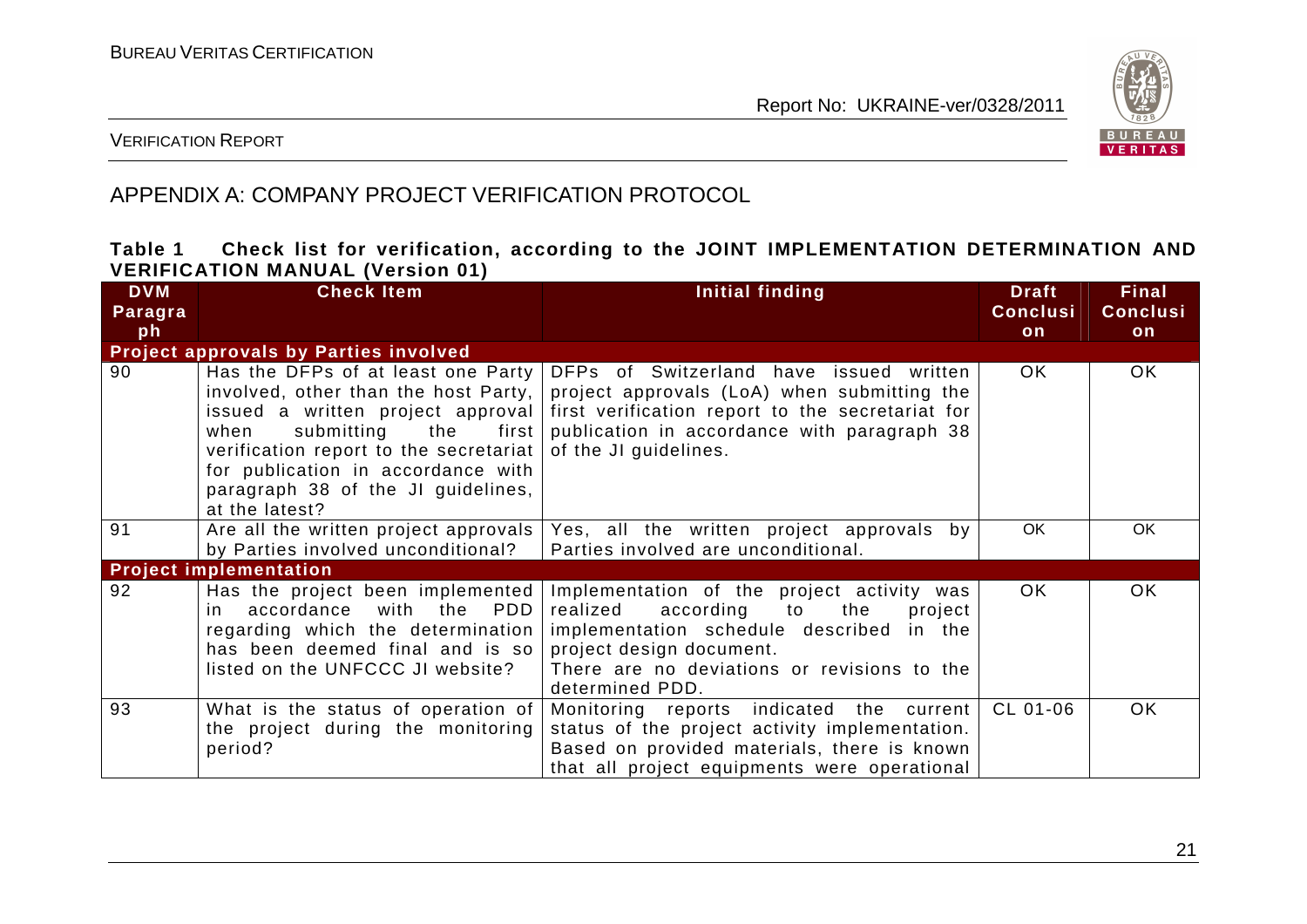## APPENDIX A: COMPANY PROJECT VERIFICATION PROTOCOL

**Table 1 Check list for verification, according to the JOINT IMPLEMENTATION DETERMINATION AND VERIFICATION MANUAL (Version 01)**

| DVM Paragraph | Check Item | Initial finding | Draft Conclusion | Final Conclusion |
|---|---|---|---|---|
| **Project approvals by Parties involved** | | | | |
| 90 | Has the DFPs of at least one Party involved, other than the host Party, issued a written project approval when submitting the first verification report to the secretariat for publication in accordance with paragraph 38 of the JI guidelines, at the latest? | DFPs of Switzerland have issued written project approvals (LoA) when submitting the first verification report to the secretariat for publication in accordance with paragraph 38 of the JI guidelines. | OK | OK |
| 91 | Are all the written project approvals by Parties involved unconditional? | Yes, all the written project approvals by Parties involved are unconditional. | OK | OK |
| **Project implementation** | | | | |
| 92 | Has the project been implemented in accordance with the PDD regarding which the determination has been deemed final and is so listed on the UNFCCC JI website? | Implementation of the project activity was realized according to the project implementation schedule described in the project design document.<br>There are no deviations or revisions to the determined PDD. | OK | OK |
| 93 | What is the status of operation of the project during the monitoring period? | Monitoring reports indicated the current status of the project activity implementation. Based on provided materials, there is known that all project equipments were operational | CL 01-06 | OK |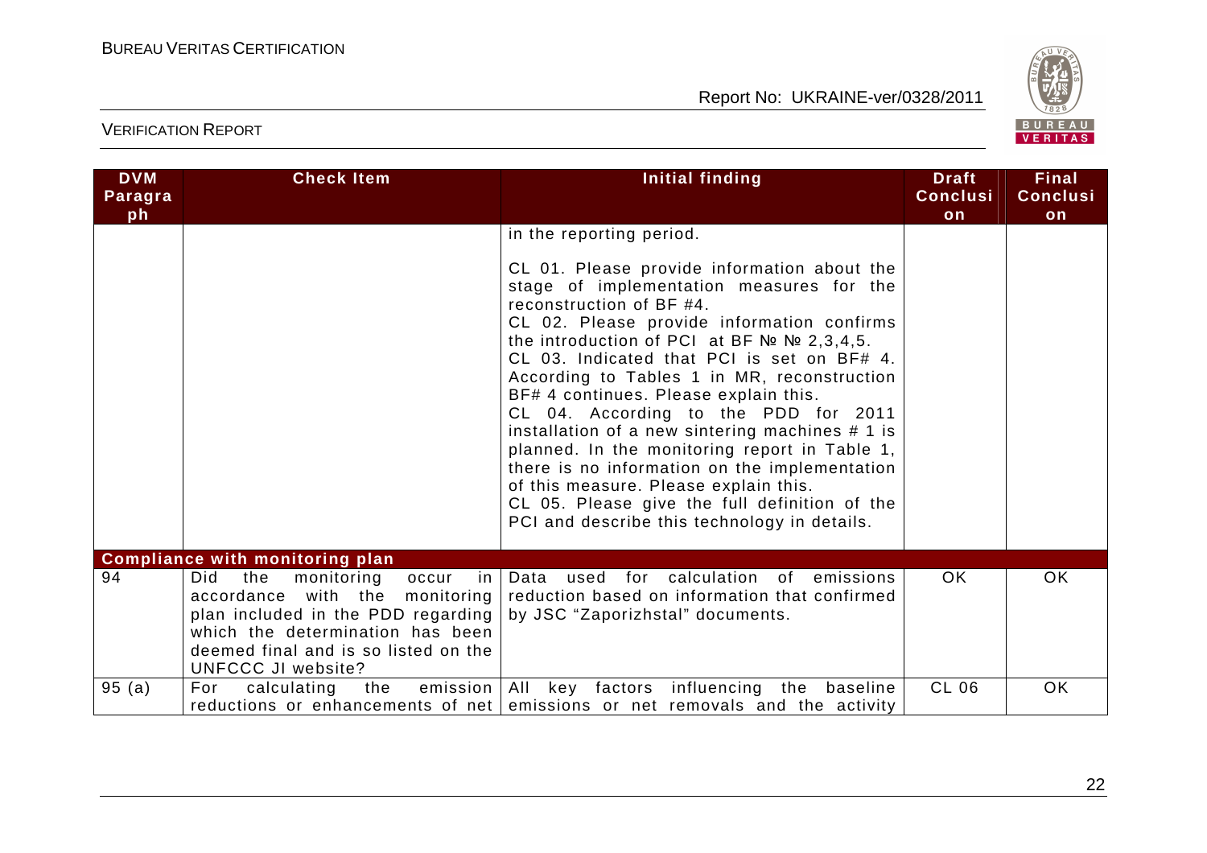| DVM Paragraph | Check Item | Initial finding | Draft Conclusion | Final Conclusion |
|---|---|---|---|---|
| | | in the reporting period.<br><br>CL 01. Please provide information about the stage of implementation measures for the reconstruction of BF #4.<br>CL 02. Please provide information confirms the introduction of PCI at BF № № 2,3,4,5.<br>CL 03. Indicated that PCI is set on BF# 4. According to Tables 1 in MR, reconstruction BF# 4 continues. Please explain this.<br>CL 04. According to the PDD for 2011 installation of a new sintering machines # 1 is planned. In the monitoring report in Table 1, there is no information on the implementation of this measure. Please explain this.<br>CL 05. Please give the full definition of the PCI and describe this technology in details. | | |
| **Compliance with monitoring plan** | | | | |
| 94 | Did the monitoring occur in accordance with the monitoring plan included in the PDD regarding which the determination has been deemed final and is so listed on the UNFCCC JI website? | Data used for calculation of emissions reduction based on information that confirmed by JSC "Zaporizhstal" documents. | OK | OK |
| 95 (a) | For calculating the emission reductions or enhancements of net | All key factors influencing the baseline emissions or net removals and the activity | CL 06 | OK |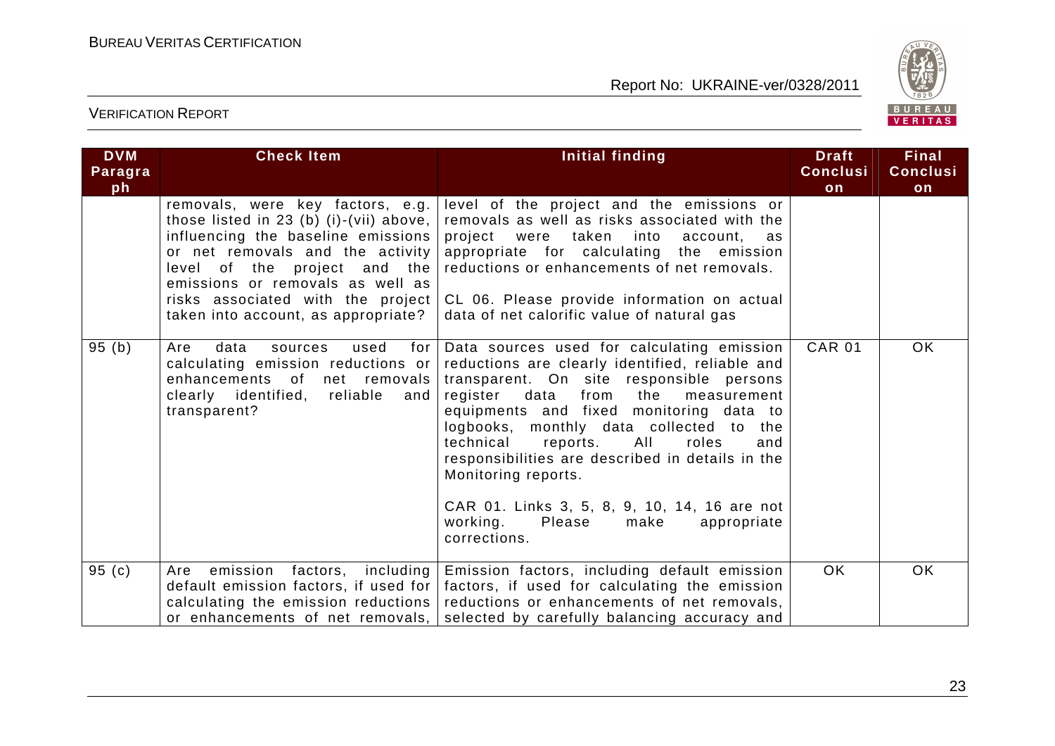| DVM Paragraph | Check Item | Initial finding | Draft Conclusion | Final Conclusion |
|---|---|---|---|---|
| | removals, were key factors, e.g. those listed in 23 (b) (i)-(vii) above, influencing the baseline emissions or net removals and the activity level of the project and the emissions or removals as well as risks associated with the project taken into account, as appropriate? | level of the project and the emissions or removals as well as risks associated with the project were taken into account, as appropriate for calculating the emission reductions or enhancements of net removals.<br><br>CL 06. Please provide information on actual data of net calorific value of natural gas | | |
| 95 (b) | Are data sources used for calculating emission reductions or enhancements of net removals clearly identified, reliable and transparent? | Data sources used for calculating emission reductions are clearly identified, reliable and transparent. On site responsible persons register data from the measurement equipments and fixed monitoring data to logbooks, monthly data collected to the technical reports. All roles and responsibilities are described in details in the Monitoring reports.<br><br>CAR 01. Links 3, 5, 8, 9, 10, 14, 16 are not working. Please make appropriate corrections. | CAR 01 | OK |
| 95 (c) | Are emission factors, including default emission factors, if used for calculating the emission reductions or enhancements of net removals, | Emission factors, including default emission factors, if used for calculating the emission reductions or enhancements of net removals, selected by carefully balancing accuracy and | OK | OK |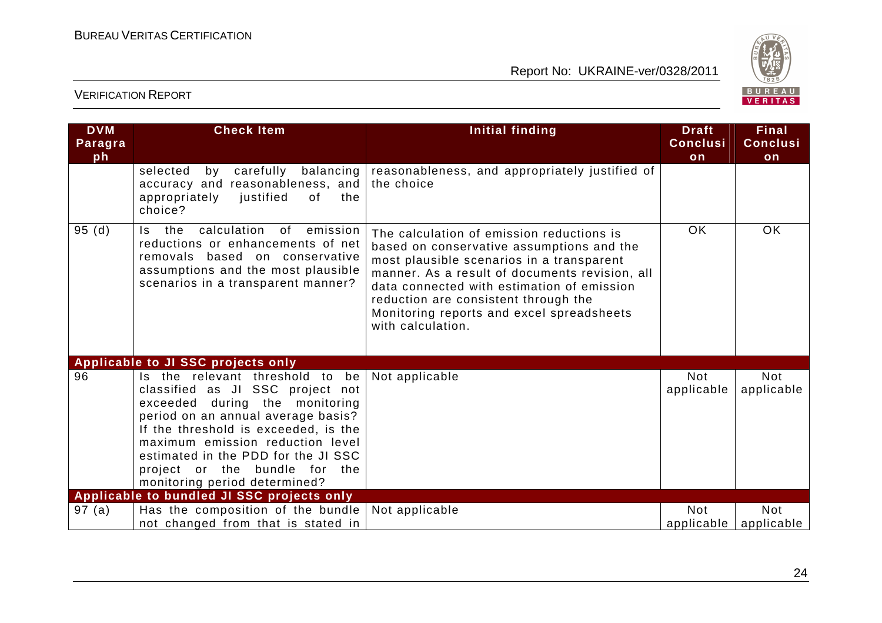| DVM Paragraph | Check Item | Initial finding | Draft Conclusion | Final Conclusion |
|---|---|---|---|---|
| | selected by carefully balancing accuracy and reasonableness, and appropriately justified of the choice? | reasonableness, and appropriately justified of the choice | | |
| 95 (d) | Is the calculation of emission reductions or enhancements of net removals based on conservative assumptions and the most plausible scenarios in a transparent manner? | The calculation of emission reductions is based on conservative assumptions and the most plausible scenarios in a transparent manner. As a result of documents revision, all data connected with estimation of emission reduction are consistent through the Monitoring reports and excel spreadsheets with calculation. | OK | OK |
| **Applicable to JI SSC projects only** | | | | |
| 96 | Is the relevant threshold to be classified as JI SSC project not exceeded during the monitoring period on an annual average basis? If the threshold is exceeded, is the maximum emission reduction level estimated in the PDD for the JI SSC project or the bundle for the monitoring period determined? | Not applicable | Not applicable | Not applicable |
| **Applicable to bundled JI SSC projects only** | | | | |
| 97 (a) | Has the composition of the bundle not changed from that is stated in | Not applicable | Not applicable | Not applicable |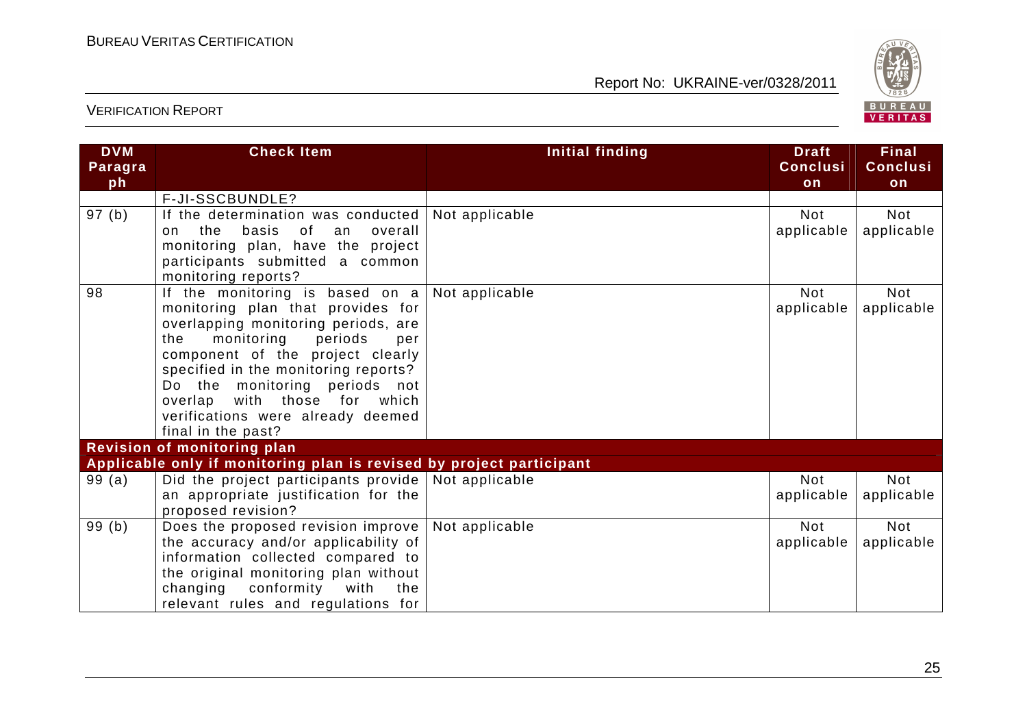| DVM Paragraph | Check Item | Initial finding | Draft Conclusion | Final Conclusion |
|---|---|---|---|---|
| | F-JI-SSCBUNDLE? | | | |
| 97 (b) | If the determination was conducted on the basis of an overall monitoring plan, have the project participants submitted a common monitoring reports? | Not applicable | Not applicable | Not applicable |
| 98 | If the monitoring is based on a monitoring plan that provides for overlapping monitoring periods, are the monitoring periods per component of the project clearly specified in the monitoring reports? Do the monitoring periods not overlap with those for which verifications were already deemed final in the past? | Not applicable | Not applicable | Not applicable |
| **Revision of monitoring plan** | | | | |
| **Applicable only if monitoring plan is revised by project participant** | | | | |
| 99 (a) | Did the project participants provide an appropriate justification for the proposed revision? | Not applicable | Not applicable | Not applicable |
| 99 (b) | Does the proposed revision improve the accuracy and/or applicability of information collected compared to the original monitoring plan without changing conformity with the relevant rules and regulations for | Not applicable | Not applicable | Not applicable |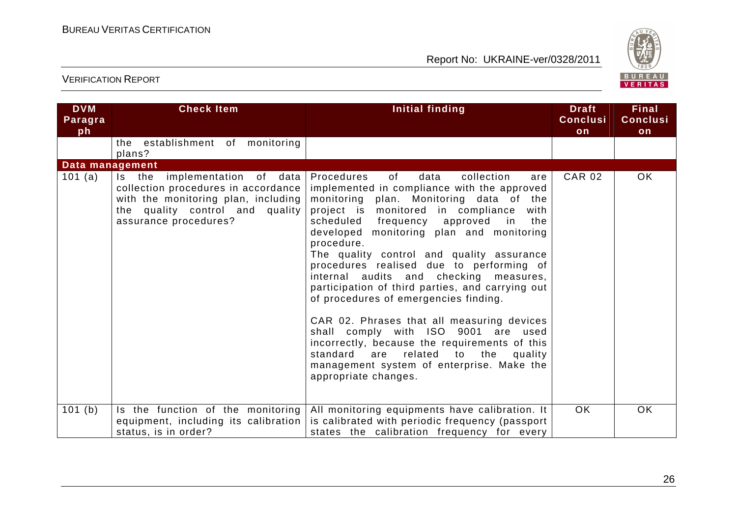| DVM Paragraph | Check Item | Initial finding | Draft Conclusion | Final Conclusion |
|---|---|---|---|---|
| | the establishment of monitoring plans? | | | |
| **Data management** | | | | |
| 101 (a) | Is the implementation of data collection procedures in accordance with the monitoring plan, including the quality control and quality assurance procedures? | Procedures of data collection are implemented in compliance with the approved monitoring plan. Monitoring data of the project is monitored in compliance with scheduled frequency approved in the developed monitoring plan and monitoring procedure.<br>The quality control and quality assurance procedures realised due to performing of internal audits and checking measures, participation of third parties, and carrying out of procedures of emergencies finding.<br><br>CAR 02. Phrases that all measuring devices shall comply with ISO 9001 are used incorrectly, because the requirements of this standard are related to the quality management system of enterprise. Make the appropriate changes. | CAR 02 | OK |
| 101 (b) | Is the function of the monitoring equipment, including its calibration status, is in order? | All monitoring equipments have calibration. It is calibrated with periodic frequency (passport states the calibration frequency for every | OK | OK |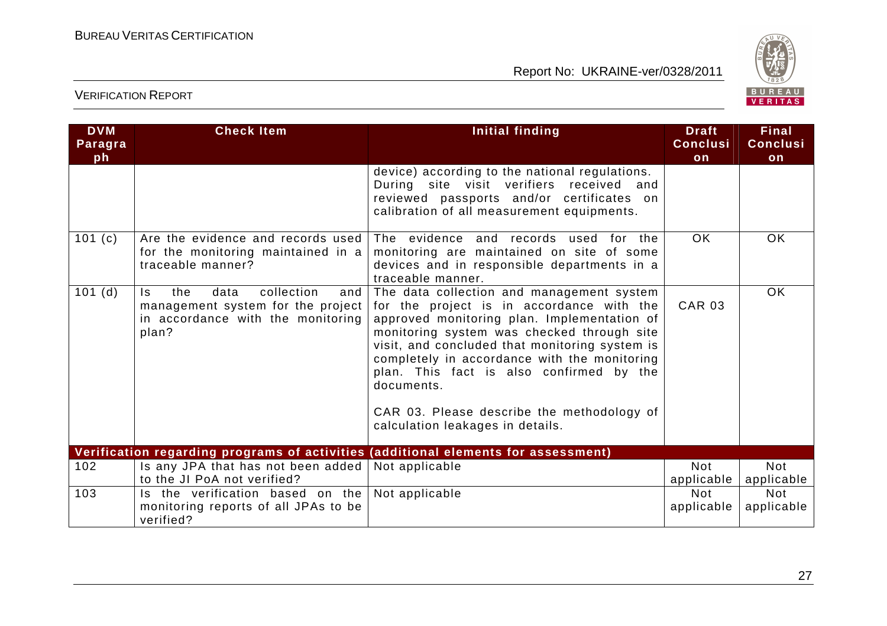| DVM Paragraph | Check Item | Initial finding | Draft Conclusion | Final Conclusion |
|---|---|---|---|---|
| | | device) according to the national regulations. During site visit verifiers received and reviewed passports and/or certificates on calibration of all measurement equipments. | | |
| 101 (c) | Are the evidence and records used for the monitoring maintained in a traceable manner? | The evidence and records used for the monitoring are maintained on site of some devices and in responsible departments in a traceable manner. | OK | OK |
| 101 (d) | Is the data collection and management system for the project in accordance with the monitoring plan? | The data collection and management system for the project is in accordance with the approved monitoring plan. Implementation of monitoring system was checked through site visit, and concluded that monitoring system is completely in accordance with the monitoring plan. This fact is also confirmed by the documents.<br><br>CAR 03. Please describe the methodology of calculation leakages in details. | CAR 03 | OK |
| **Verification regarding programs of activities (additional elements for assessment)** | | | | |
| 102 | Is any JPA that has not been added to the JI PoA not verified? | Not applicable | Not applicable | Not applicable |
| 103 | Is the verification based on the monitoring reports of all JPAs to be verified? | Not applicable | Not applicable | Not applicable |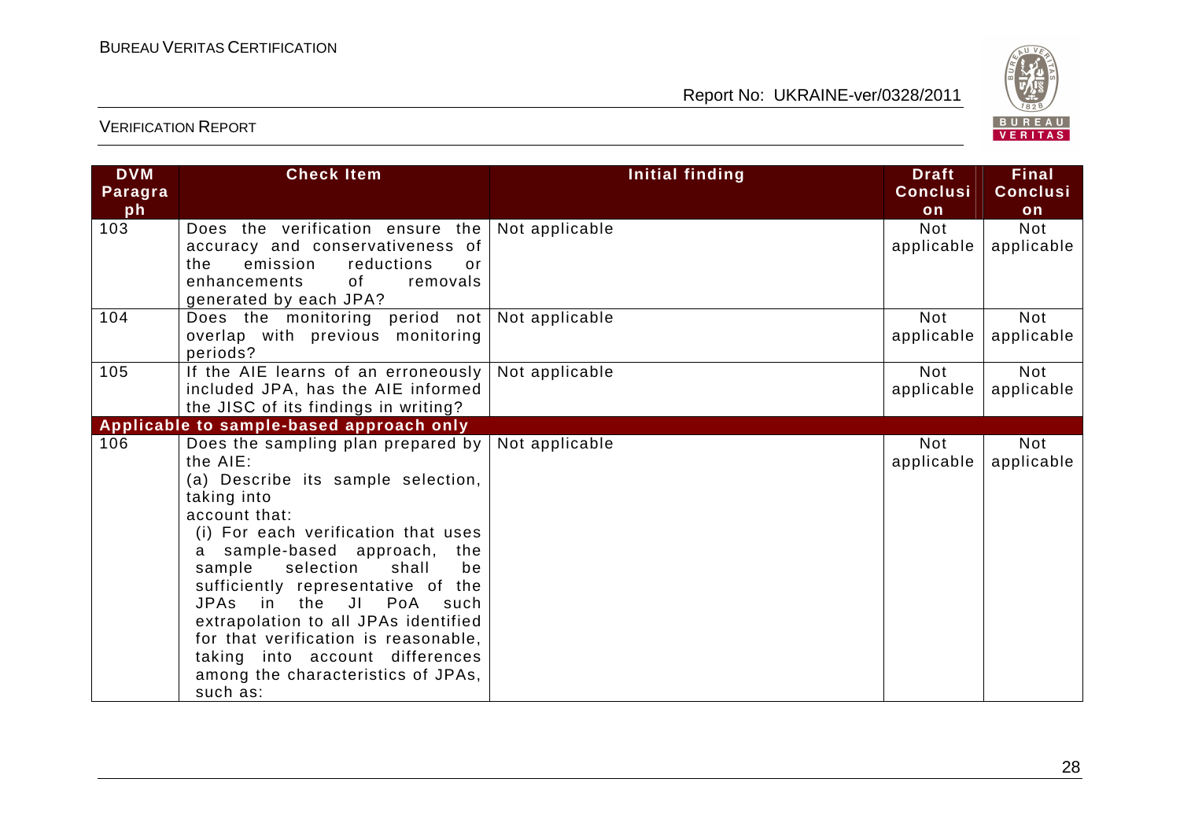| DVM Paragraph | Check Item | Initial finding | Draft Conclusion | Final Conclusion |
|---|---|---|---|---|
| 103 | Does the verification ensure the accuracy and conservativeness of the emission reductions or enhancements of removals generated by each JPA? | Not applicable | Not applicable | Not applicable |
| 104 | Does the monitoring period not overlap with previous monitoring periods? | Not applicable | Not applicable | Not applicable |
| 105 | If the AIE learns of an erroneously included JPA, has the AIE informed the JISC of its findings in writing? | Not applicable | Not applicable | Not applicable |
| **Applicable to sample-based approach only** | | | | |
| 106 | Does the sampling plan prepared by the AIE:<br>(a) Describe its sample selection, taking into account that:<br>(i) For each verification that uses a sample-based approach, the sample selection shall be sufficiently representative of the JPAs in the JI PoA such extrapolation to all JPAs identified for that verification is reasonable, taking into account differences among the characteristics of JPAs, such as: | Not applicable | Not applicable | Not applicable |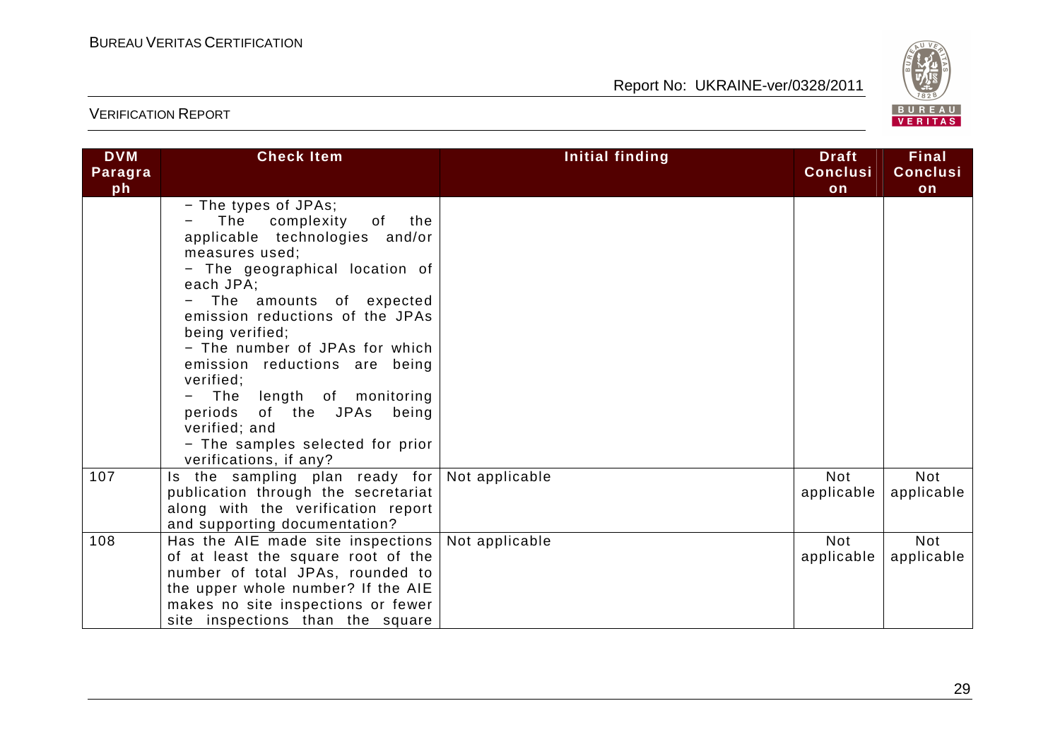| DVM Paragraph | Check Item | Initial finding | Draft Conclusion | Final Conclusion |
|---|---|---|---|---|
| | − The types of JPAs;<br>− The complexity of the applicable technologies and/or measures used;<br>− The geographical location of each JPA;<br>− The amounts of expected emission reductions of the JPAs being verified;<br>− The number of JPAs for which emission reductions are being verified;<br>− The length of monitoring periods of the JPAs being verified; and<br>− The samples selected for prior verifications, if any? | | | |
| 107 | Is the sampling plan ready for publication through the secretariat along with the verification report and supporting documentation? | Not applicable | Not applicable | Not applicable |
| 108 | Has the AIE made site inspections of at least the square root of the number of total JPAs, rounded to the upper whole number? If the AIE makes no site inspections or fewer site inspections than the square | Not applicable | Not applicable | Not applicable |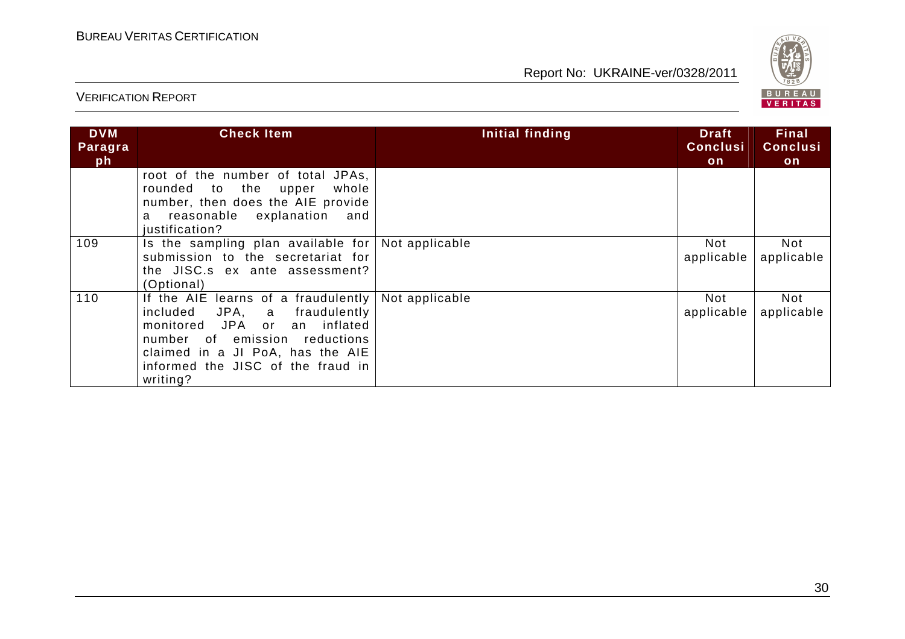| DVM Paragraph | Check Item | Initial finding | Draft Conclusion | Final Conclusion |
|---|---|---|---|---|
| | root of the number of total JPAs, rounded to the upper whole number, then does the AIE provide a reasonable explanation and justification? | | | |
| 109 | Is the sampling plan available for submission to the secretariat for the JISC.s ex ante assessment? (Optional) | Not applicable | Not applicable | Not applicable |
| 110 | If the AIE learns of a fraudulently included JPA, a fraudulently monitored JPA or an inflated number of emission reductions claimed in a JI PoA, has the AIE informed the JISC of the fraud in writing? | Not applicable | Not applicable | Not applicable |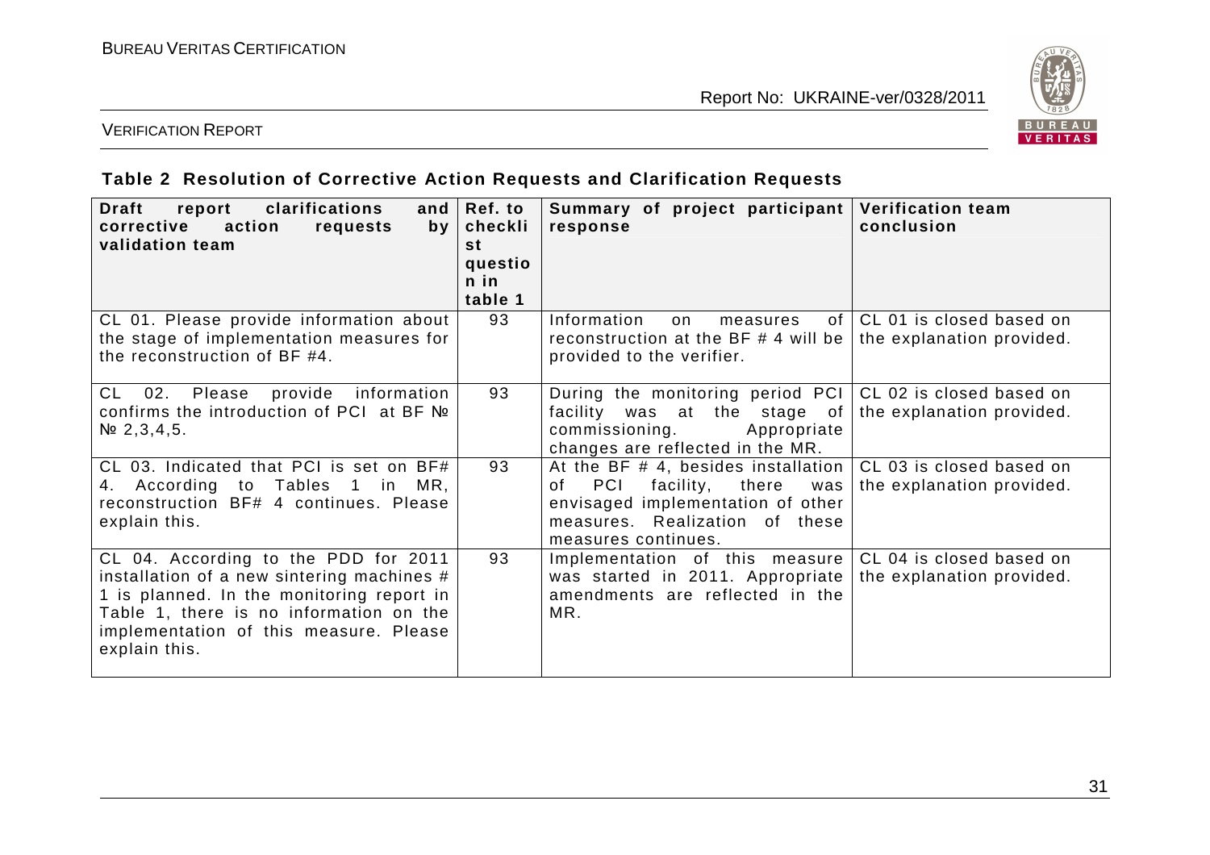### Table 2 Resolution of Corrective Action Requests and Clarification Requests

| Draft report clarifications and corrective action requests by validation team | Ref. to checklist question in table 1 | Summary of project participant response | Verification team conclusion |
|---|---|---|---|
| CL 01. Please provide information about the stage of implementation measures for the reconstruction of BF #4. | 93 | Information on measures of reconstruction at the BF # 4 will be provided to the verifier. | CL 01 is closed based on the explanation provided. |
| CL 02. Please provide information confirms the introduction of PCI at BF № № 2,3,4,5. | 93 | During the monitoring period PCI facility was at the stage of commissioning. Appropriate changes are reflected in the MR. | CL 02 is closed based on the explanation provided. |
| CL 03. Indicated that PCI is set on BF# 4. According to Tables 1 in MR, reconstruction BF# 4 continues. Please explain this. | 93 | At the BF # 4, besides installation of PCI facility, there was envisaged implementation of other measures. Realization of these measures continues. | CL 03 is closed based on the explanation provided. |
| CL 04. According to the PDD for 2011 installation of a new sintering machines # 1 is planned. In the monitoring report in Table 1, there is no information on the implementation of this measure. Please explain this. | 93 | Implementation of this measure was started in 2011. Appropriate amendments are reflected in the MR. | CL 04 is closed based on the explanation provided. |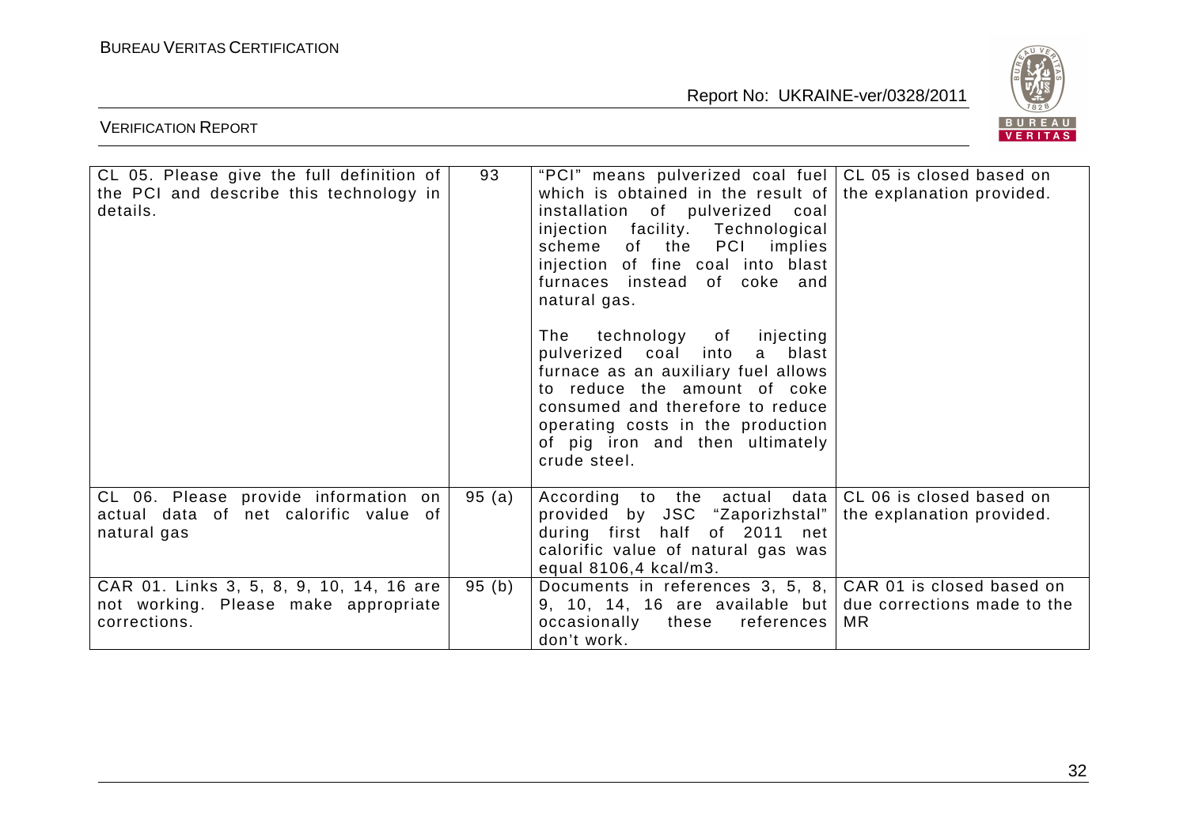| | | | |
|---|---|---|---|
| CL 05. Please give the full definition of the PCI and describe this technology in details. | 93 | "PCI" means pulverized coal fuel which is obtained in the result of installation of pulverized coal injection facility. Technological scheme of the PCI implies injection of fine coal into blast furnaces instead of coke and natural gas.<br><br>The technology of injecting pulverized coal into a blast furnace as an auxiliary fuel allows to reduce the amount of coke consumed and therefore to reduce operating costs in the production of pig iron and then ultimately crude steel. | CL 05 is closed based on the explanation provided. |
| CL 06. Please provide information on actual data of net calorific value of natural gas | 95 (a) | According to the actual data provided by JSC "Zaporizhstal" during first half of 2011 net calorific value of natural gas was equal 8106,4 kcal/m3. | CL 06 is closed based on the explanation provided. |
| CAR 01. Links 3, 5, 8, 9, 10, 14, 16 are not working. Please make appropriate corrections. | 95 (b) | Documents in references 3, 5, 8, 9, 10, 14, 16 are available but occasionally these references don't work. | CAR 01 is closed based on due corrections made to the MR |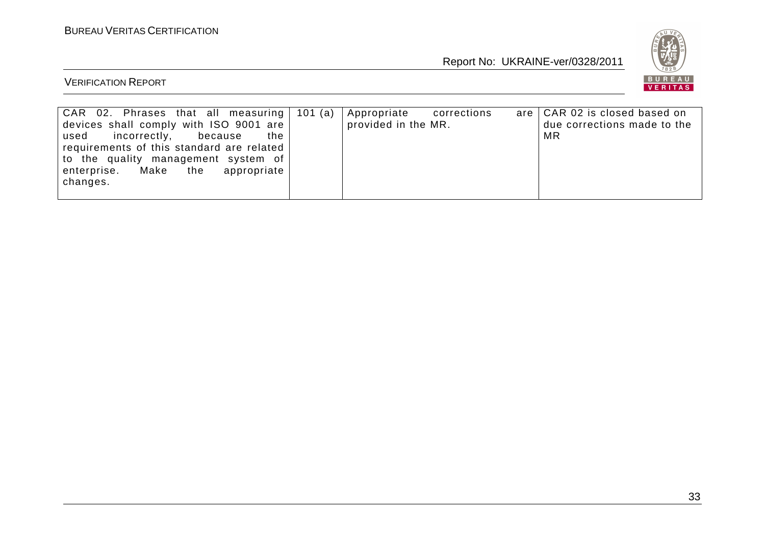| | | | |
|---|---|---|---|
| CAR 02. Phrases that all measuring devices shall comply with ISO 9001 are used incorrectly, because the requirements of this standard are related to the quality management system of enterprise. Make the appropriate changes. | 101 (a) | Appropriate corrections are provided in the MR. | CAR 02 is closed based on due corrections made to the MR |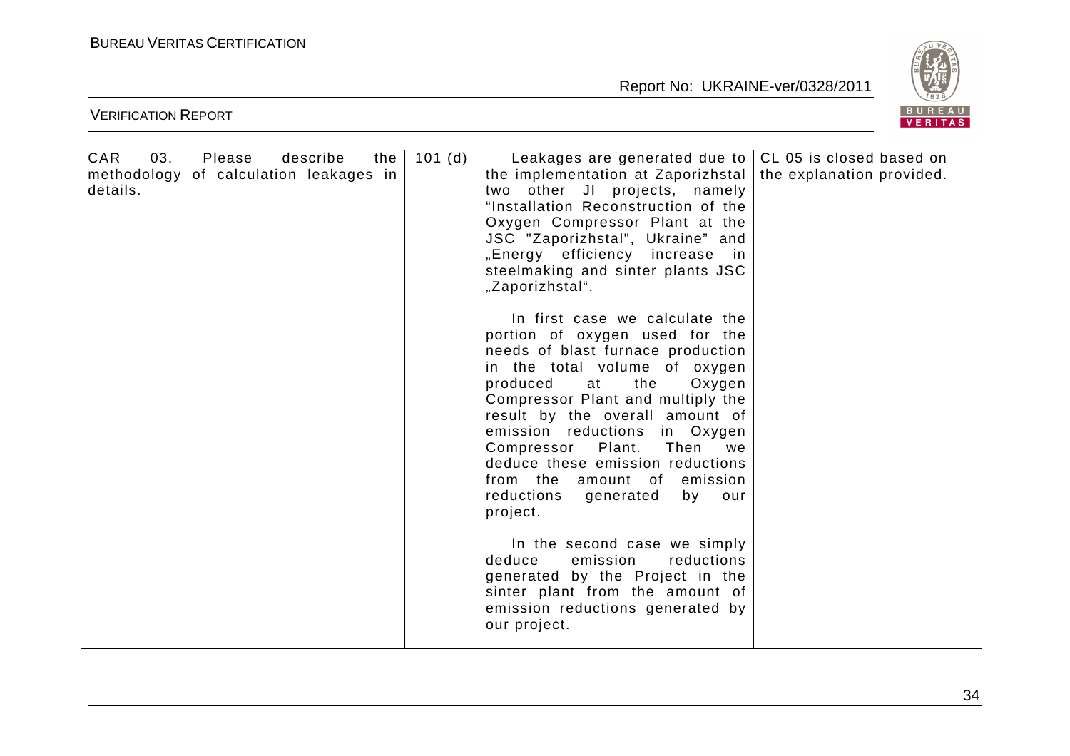| CAR 03. Please describe the methodology of calculation leakages in details. | 101 (d) | Leakages are generated due to the implementation at Zaporizhstal two other JI projects, namely "Installation Reconstruction of the Oxygen Compressor Plant at the JSC "Zaporizhstal", Ukraine" and „Energy efficiency increase in steelmaking and sinter plants JSC „Zaporizhstal".<br><br>In first case we calculate the portion of oxygen used for the needs of blast furnace production in the total volume of oxygen produced at the Oxygen Compressor Plant and multiply the result by the overall amount of emission reductions in Oxygen Compressor Plant. Then we deduce these emission reductions from the amount of emission reductions generated by our project.<br><br>In the second case we simply deduce emission reductions generated by the Project in the sinter plant from the amount of emission reductions generated by our project. | CL 05 is closed based on the explanation provided. |
|---|---|---|---|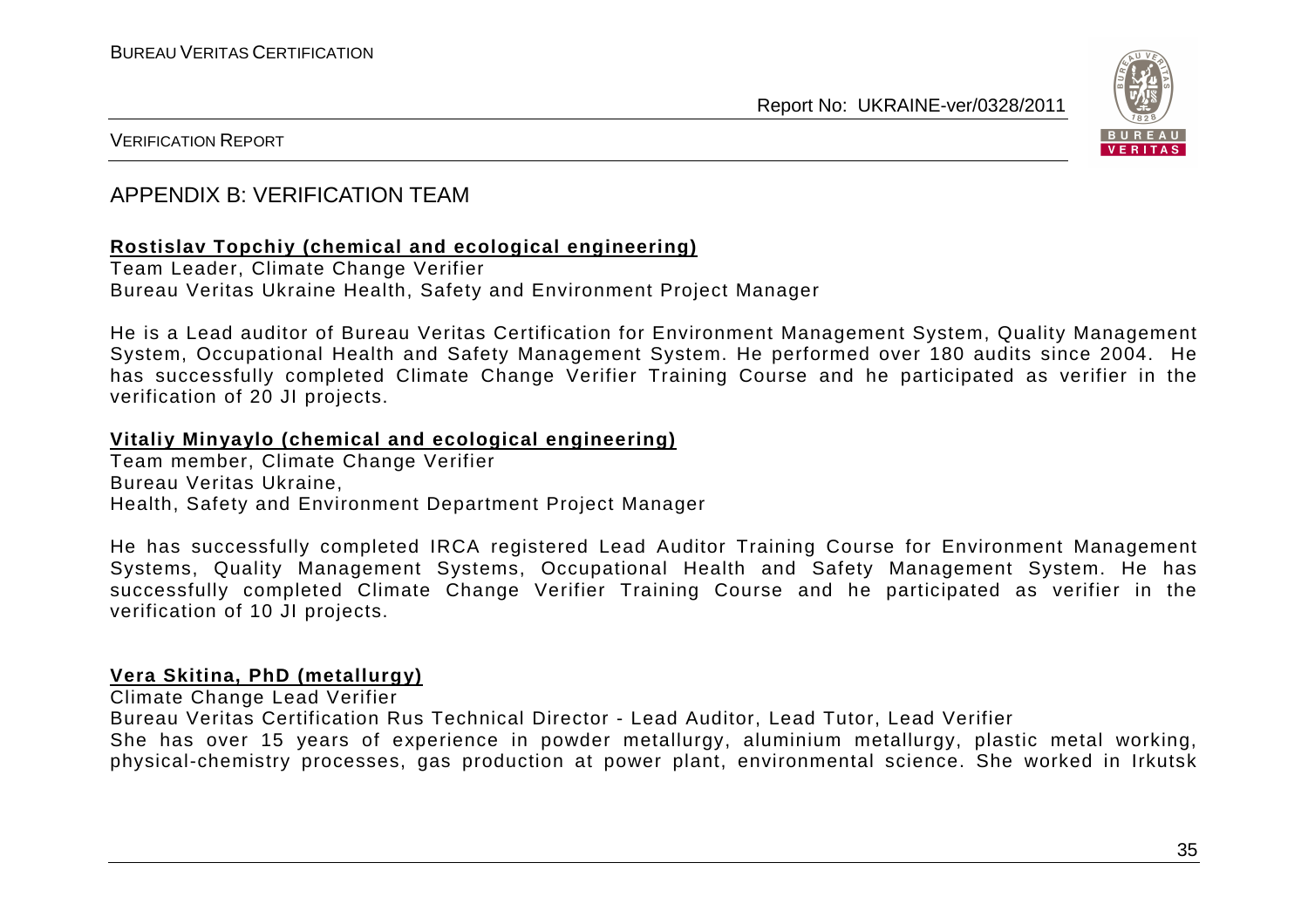## APPENDIX B: VERIFICATION TEAM

**Rostislav Topchiy (chemical and ecological engineering)**

Team Leader, Climate Change Verifier
Bureau Veritas Ukraine Health, Safety and Environment Project Manager

He is a Lead auditor of Bureau Veritas Certification for Environment Management System, Quality Management System, Occupational Health and Safety Management System. He performed over 180 audits since 2004. He has successfully completed Climate Change Verifier Training Course and he participated as verifier in the verification of 20 JI projects.

**Vitaliy Minyaylo (chemical and ecological engineering)**

Team member, Climate Change Verifier
Bureau Veritas Ukraine,
Health, Safety and Environment Department Project Manager

He has successfully completed IRCA registered Lead Auditor Training Course for Environment Management Systems, Quality Management Systems, Occupational Health and Safety Management System. He has successfully completed Climate Change Verifier Training Course and he participated as verifier in the verification of 10 JI projects.

**Vera Skitina, PhD (metallurgy)**

Climate Change Lead Verifier
Bureau Veritas Certification Rus Technical Director - Lead Auditor, Lead Tutor, Lead Verifier
She has over 15 years of experience in powder metallurgy, aluminium metallurgy, plastic metal working, physical-chemistry processes, gas production at power plant, environmental science. She worked in Irkutsk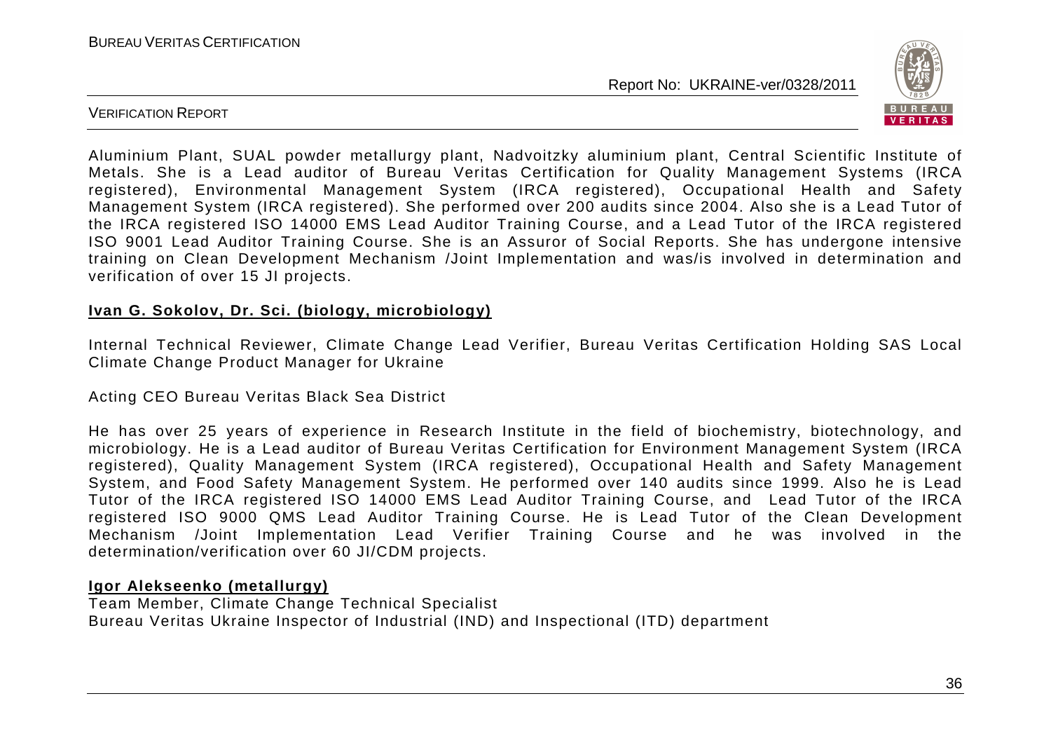Aluminium Plant, SUAL powder metallurgy plant, Nadvoitzky aluminium plant, Central Scientific Institute of Metals. She is a Lead auditor of Bureau Veritas Certification for Quality Management Systems (IRCA registered), Environmental Management System (IRCA registered), Occupational Health and Safety Management System (IRCA registered). She performed over 200 audits since 2004. Also she is a Lead Tutor of the IRCA registered ISO 14000 EMS Lead Auditor Training Course, and a Lead Tutor of the IRCA registered ISO 9001 Lead Auditor Training Course. She is an Assuror of Social Reports. She has undergone intensive training on Clean Development Mechanism /Joint Implementation and was/is involved in determination and verification of over 15 JI projects.

**Ivan G. Sokolov, Dr. Sci. (biology, microbiology)**

Internal Technical Reviewer, Climate Change Lead Verifier, Bureau Veritas Certification Holding SAS Local Climate Change Product Manager for Ukraine

Acting CEO Bureau Veritas Black Sea District

He has over 25 years of experience in Research Institute in the field of biochemistry, biotechnology, and microbiology. He is a Lead auditor of Bureau Veritas Certification for Environment Management System (IRCA registered), Quality Management System (IRCA registered), Occupational Health and Safety Management System, and Food Safety Management System. He performed over 140 audits since 1999. Also he is Lead Tutor of the IRCA registered ISO 14000 EMS Lead Auditor Training Course, and Lead Tutor of the IRCA registered ISO 9000 QMS Lead Auditor Training Course. He is Lead Tutor of the Clean Development Mechanism /Joint Implementation Lead Verifier Training Course and he was involved in the determination/verification over 60 JI/CDM projects.

**Igor Alekseenko (metallurgy)**

Team Member, Climate Change Technical Specialist
Bureau Veritas Ukraine Inspector of Industrial (IND) and Inspectional (ITD) department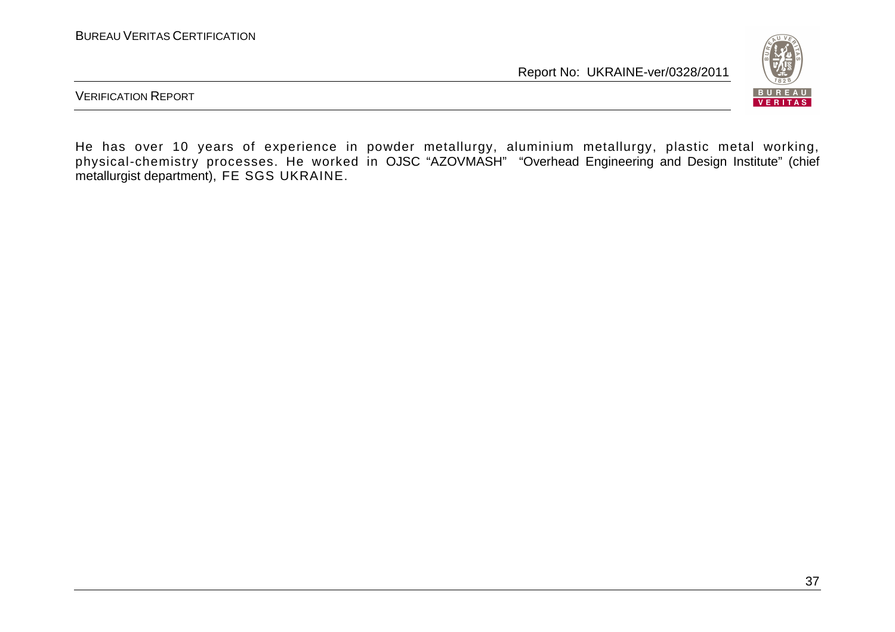He has over 10 years of experience in powder metallurgy, aluminium metallurgy, plastic metal working, physical-chemistry processes. He worked in OJSC "AZOVMASH" "Overhead Engineering and Design Institute" (chief metallurgist department), FE SGS UKRAINE.